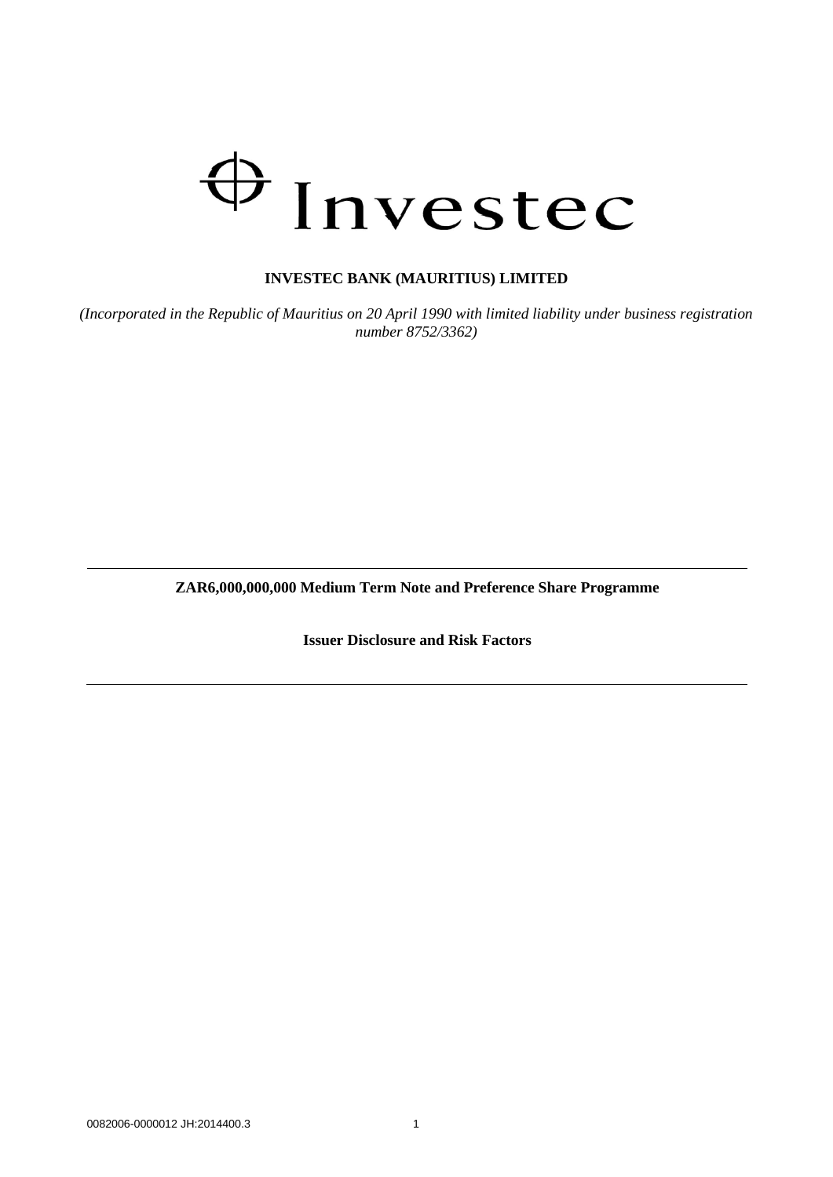Investec

**INVESTEC BANK (MAURITIUS) LIMITED**

*(Incorporated in the Republic of Mauritius on 20 April 1990 with limited liability under business registration number 8752/3362)*

---

**ZAR6,000,000,000 Medium Term Note and Preference Share Programme**

**Issuer Disclosure and Risk Factors**

---

0082006-0000012 JH:2014400.3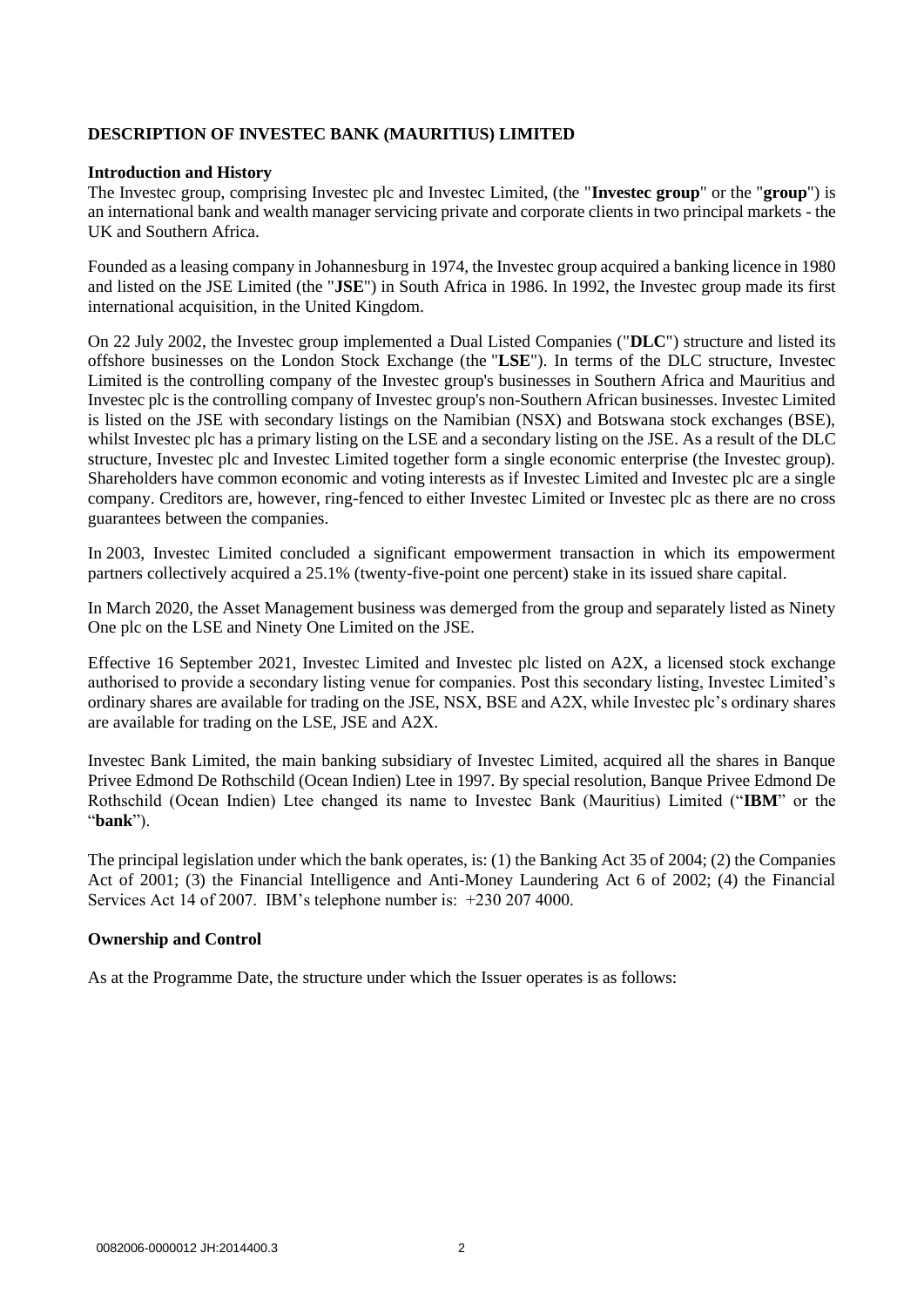## DESCRIPTION OF INVESTEC BANK (MAURITIUS) LIMITED

### Introduction and History

The Investec group, comprising Investec plc and Investec Limited, (the "**Investec group**" or the "**group**") is an international bank and wealth manager servicing private and corporate clients in two principal markets - the UK and Southern Africa.

Founded as a leasing company in Johannesburg in 1974, the Investec group acquired a banking licence in 1980 and listed on the JSE Limited (the "**JSE**") in South Africa in 1986. In 1992, the Investec group made its first international acquisition, in the United Kingdom.

On 22 July 2002, the Investec group implemented a Dual Listed Companies ("**DLC**") structure and listed its offshore businesses on the London Stock Exchange (the "**LSE**"). In terms of the DLC structure, Investec Limited is the controlling company of the Investec group's businesses in Southern Africa and Mauritius and Investec plc is the controlling company of Investec group's non-Southern African businesses. Investec Limited is listed on the JSE with secondary listings on the Namibian (NSX) and Botswana stock exchanges (BSE), whilst Investec plc has a primary listing on the LSE and a secondary listing on the JSE. As a result of the DLC structure, Investec plc and Investec Limited together form a single economic enterprise (the Investec group). Shareholders have common economic and voting interests as if Investec Limited and Investec plc are a single company. Creditors are, however, ring-fenced to either Investec Limited or Investec plc as there are no cross guarantees between the companies.

In 2003, Investec Limited concluded a significant empowerment transaction in which its empowerment partners collectively acquired a 25.1% (twenty-five-point one percent) stake in its issued share capital.

In March 2020, the Asset Management business was demerged from the group and separately listed as Ninety One plc on the LSE and Ninety One Limited on the JSE.

Effective 16 September 2021, Investec Limited and Investec plc listed on A2X, a licensed stock exchange authorised to provide a secondary listing venue for companies. Post this secondary listing, Investec Limited's ordinary shares are available for trading on the JSE, NSX, BSE and A2X, while Investec plc's ordinary shares are available for trading on the LSE, JSE and A2X.

Investec Bank Limited, the main banking subsidiary of Investec Limited, acquired all the shares in Banque Privee Edmond De Rothschild (Ocean Indien) Ltee in 1997. By special resolution, Banque Privee Edmond De Rothschild (Ocean Indien) Ltee changed its name to Investec Bank (Mauritius) Limited ("**IBM**" or the "**bank**").

The principal legislation under which the bank operates, is: (1) the Banking Act 35 of 2004; (2) the Companies Act of 2001; (3) the Financial Intelligence and Anti-Money Laundering Act 6 of 2002; (4) the Financial Services Act 14 of 2007. IBM's telephone number is: +230 207 4000.

### Ownership and Control

As at the Programme Date, the structure under which the Issuer operates is as follows: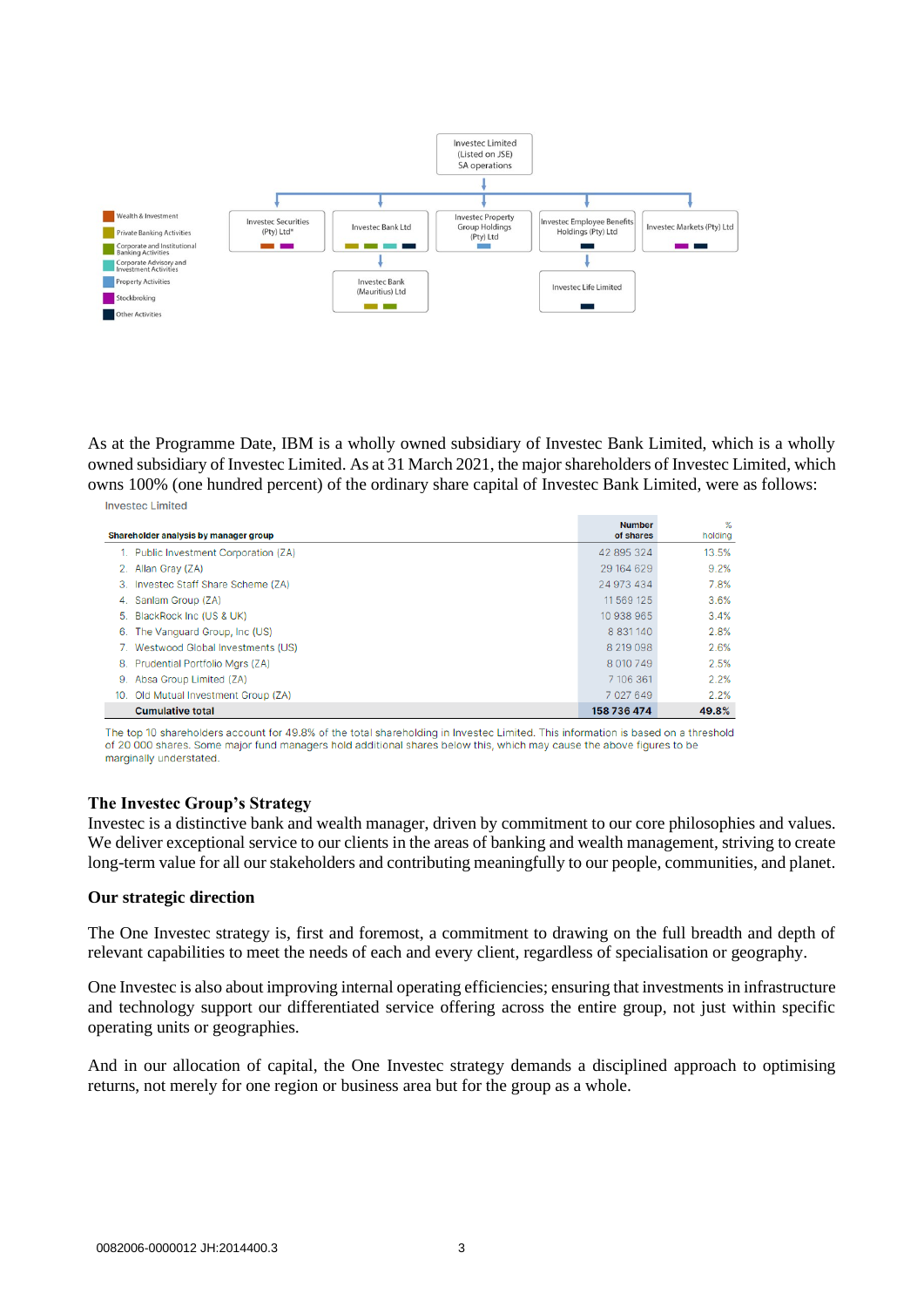Investec Limited
(Listed on JSE)
SA operations

- Investec Securities (Pty) Ltd*
- Investec Bank Ltd
  - Investec Bank (Mauritius) Ltd
- Investec Property Group Holdings (Pty) Ltd
- Investec Employee Benefits Holdings (Pty) Ltd
  - Investec Life Limited
- Investec Markets (Pty) Ltd

Legend: Wealth & Investment; Private Banking Activities; Corporate and Institutional Banking Activities; Corporate Advisory and Investment Activities; Property Activities; Stockbroking; Other Activities

As at the Programme Date, IBM is a wholly owned subsidiary of Investec Bank Limited, which is a wholly owned subsidiary of Investec Limited. As at 31 March 2021, the major shareholders of Investec Limited, which owns 100% (one hundred percent) of the ordinary share capital of Investec Bank Limited, were as follows:

Investec Limited

| Shareholder analysis by manager group | Number of shares | % holding |
|---|---|---|
| 1. Public Investment Corporation (ZA) | 42 895 324 | 13.5% |
| 2. Allan Gray (ZA) | 29 164 629 | 9.2% |
| 3. Investec Staff Share Scheme (ZA) | 24 973 434 | 7.8% |
| 4. Sanlam Group (ZA) | 11 569 125 | 3.6% |
| 5. BlackRock Inc (US & UK) | 10 938 965 | 3.4% |
| 6. The Vanguard Group, Inc (US) | 8 831 140 | 2.8% |
| 7. Westwood Global Investments (US) | 8 219 098 | 2.6% |
| 8. Prudential Portfolio Mgrs (ZA) | 8 010 749 | 2.5% |
| 9. Absa Group Limited (ZA) | 7 106 361 | 2.2% |
| 10. Old Mutual Investment Group (ZA) | 7 027 649 | 2.2% |
| **Cumulative total** | **158 736 474** | **49.8%** |

The top 10 shareholders account for 49.8% of the total shareholding in Investec Limited. This information is based on a threshold of 20 000 shares. Some major fund managers hold additional shares below this, which may cause the above figures to be marginally understated.

### The Investec Group's Strategy

Investec is a distinctive bank and wealth manager, driven by commitment to our core philosophies and values. We deliver exceptional service to our clients in the areas of banking and wealth management, striving to create long-term value for all our stakeholders and contributing meaningfully to our people, communities, and planet.

### Our strategic direction

The One Investec strategy is, first and foremost, a commitment to drawing on the full breadth and depth of relevant capabilities to meet the needs of each and every client, regardless of specialisation or geography.

One Investec is also about improving internal operating efficiencies; ensuring that investments in infrastructure and technology support our differentiated service offering across the entire group, not just within specific operating units or geographies.

And in our allocation of capital, the One Investec strategy demands a disciplined approach to optimising returns, not merely for one region or business area but for the group as a whole.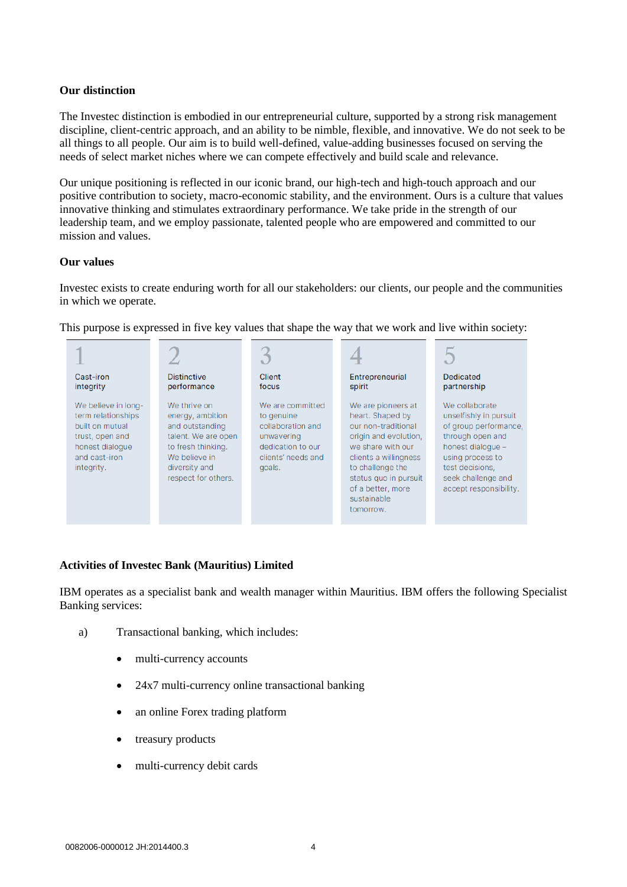**Our distinction**

The Investec distinction is embodied in our entrepreneurial culture, supported by a strong risk management discipline, client-centric approach, and an ability to be nimble, flexible, and innovative. We do not seek to be all things to all people. Our aim is to build well-defined, value-adding businesses focused on serving the needs of select market niches where we can compete effectively and build scale and relevance.

Our unique positioning is reflected in our iconic brand, our high-tech and high-touch approach and our positive contribution to society, macro-economic stability, and the environment. Ours is a culture that values innovative thinking and stimulates extraordinary performance. We take pride in the strength of our leadership team, and we employ passionate, talented people who are empowered and committed to our mission and values.

**Our values**

Investec exists to create enduring worth for all our stakeholders: our clients, our people and the communities in which we operate.

This purpose is expressed in five key values that shape the way that we work and live within society:

| 1 | 2 | 3 | 4 | 5 |
|---|---|---|---|---|
| Cast-iron integrity | Distinctive performance | Client focus | Entrepreneurial spirit | Dedicated partnership |
| We believe in long-term relationships built on mutual trust, open and honest dialogue and cast-iron integrity. | We thrive on energy, ambition and outstanding talent. We are open to fresh thinking. We believe in diversity and respect for others. | We are committed to genuine collaboration and unwavering dedication to our clients' needs and goals. | We are pioneers at heart. Shaped by our non-traditional origin and evolution, we share with our clients a willingness to challenge the status quo in pursuit of a better, more sustainable tomorrow. | We collaborate unselfishly in pursuit of group performance, through open and honest dialogue – using process to test decisions, seek challenge and accept responsibility. |

**Activities of Investec Bank (Mauritius) Limited**

IBM operates as a specialist bank and wealth manager within Mauritius. IBM offers the following Specialist Banking services:

a) Transactional banking, which includes:

- multi-currency accounts
- 24x7 multi-currency online transactional banking
- an online Forex trading platform
- treasury products
- multi-currency debit cards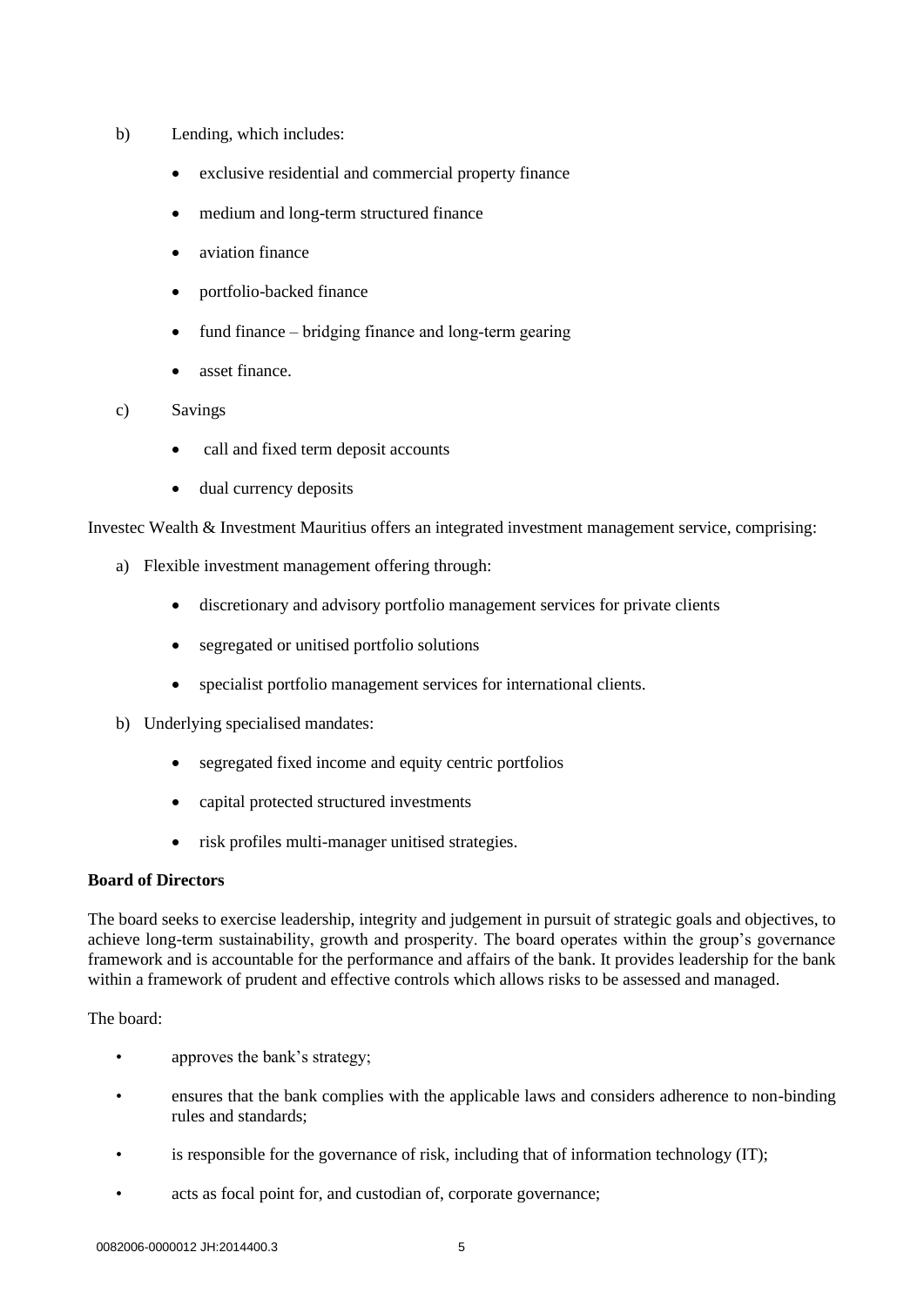b) Lending, which includes:

- exclusive residential and commercial property finance
- medium and long-term structured finance
- aviation finance
- portfolio-backed finance
- fund finance – bridging finance and long-term gearing
- asset finance.

c) Savings

- call and fixed term deposit accounts
- dual currency deposits

Investec Wealth & Investment Mauritius offers an integrated investment management service, comprising:

a) Flexible investment management offering through:

- discretionary and advisory portfolio management services for private clients
- segregated or unitised portfolio solutions
- specialist portfolio management services for international clients.

b) Underlying specialised mandates:

- segregated fixed income and equity centric portfolios
- capital protected structured investments
- risk profiles multi-manager unitised strategies.

**Board of Directors**

The board seeks to exercise leadership, integrity and judgement in pursuit of strategic goals and objectives, to achieve long-term sustainability, growth and prosperity. The board operates within the group's governance framework and is accountable for the performance and affairs of the bank. It provides leadership for the bank within a framework of prudent and effective controls which allows risks to be assessed and managed.

The board:

- approves the bank's strategy;
- ensures that the bank complies with the applicable laws and considers adherence to non-binding rules and standards;
- is responsible for the governance of risk, including that of information technology (IT);
- acts as focal point for, and custodian of, corporate governance;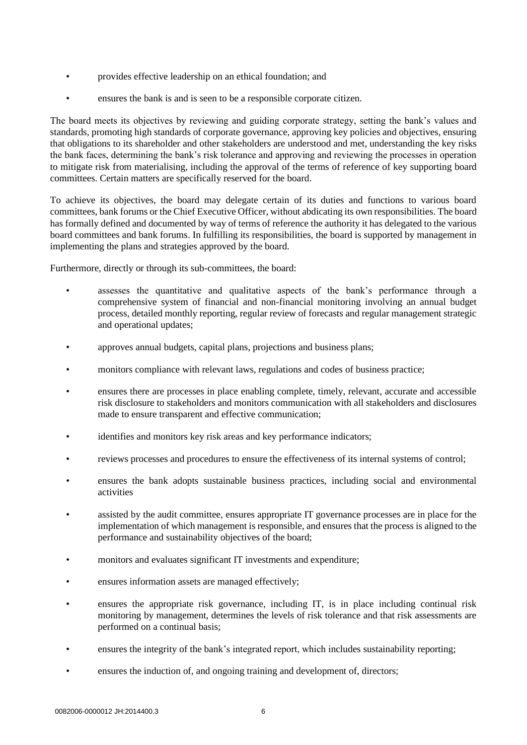- provides effective leadership on an ethical foundation; and
- ensures the bank is and is seen to be a responsible corporate citizen.

The board meets its objectives by reviewing and guiding corporate strategy, setting the bank's values and standards, promoting high standards of corporate governance, approving key policies and objectives, ensuring that obligations to its shareholder and other stakeholders are understood and met, understanding the key risks the bank faces, determining the bank's risk tolerance and approving and reviewing the processes in operation to mitigate risk from materialising, including the approval of the terms of reference of key supporting board committees. Certain matters are specifically reserved for the board.

To achieve its objectives, the board may delegate certain of its duties and functions to various board committees, bank forums or the Chief Executive Officer, without abdicating its own responsibilities. The board has formally defined and documented by way of terms of reference the authority it has delegated to the various board committees and bank forums. In fulfilling its responsibilities, the board is supported by management in implementing the plans and strategies approved by the board.

Furthermore, directly or through its sub-committees, the board:

- assesses the quantitative and qualitative aspects of the bank's performance through a comprehensive system of financial and non-financial monitoring involving an annual budget process, detailed monthly reporting, regular review of forecasts and regular management strategic and operational updates;
- approves annual budgets, capital plans, projections and business plans;
- monitors compliance with relevant laws, regulations and codes of business practice;
- ensures there are processes in place enabling complete, timely, relevant, accurate and accessible risk disclosure to stakeholders and monitors communication with all stakeholders and disclosures made to ensure transparent and effective communication;
- identifies and monitors key risk areas and key performance indicators;
- reviews processes and procedures to ensure the effectiveness of its internal systems of control;
- ensures the bank adopts sustainable business practices, including social and environmental activities
- assisted by the audit committee, ensures appropriate IT governance processes are in place for the implementation of which management is responsible, and ensures that the process is aligned to the performance and sustainability objectives of the board;
- monitors and evaluates significant IT investments and expenditure;
- ensures information assets are managed effectively;
- ensures the appropriate risk governance, including IT, is in place including continual risk monitoring by management, determines the levels of risk tolerance and that risk assessments are performed on a continual basis;
- ensures the integrity of the bank's integrated report, which includes sustainability reporting;
- ensures the induction of, and ongoing training and development of, directors;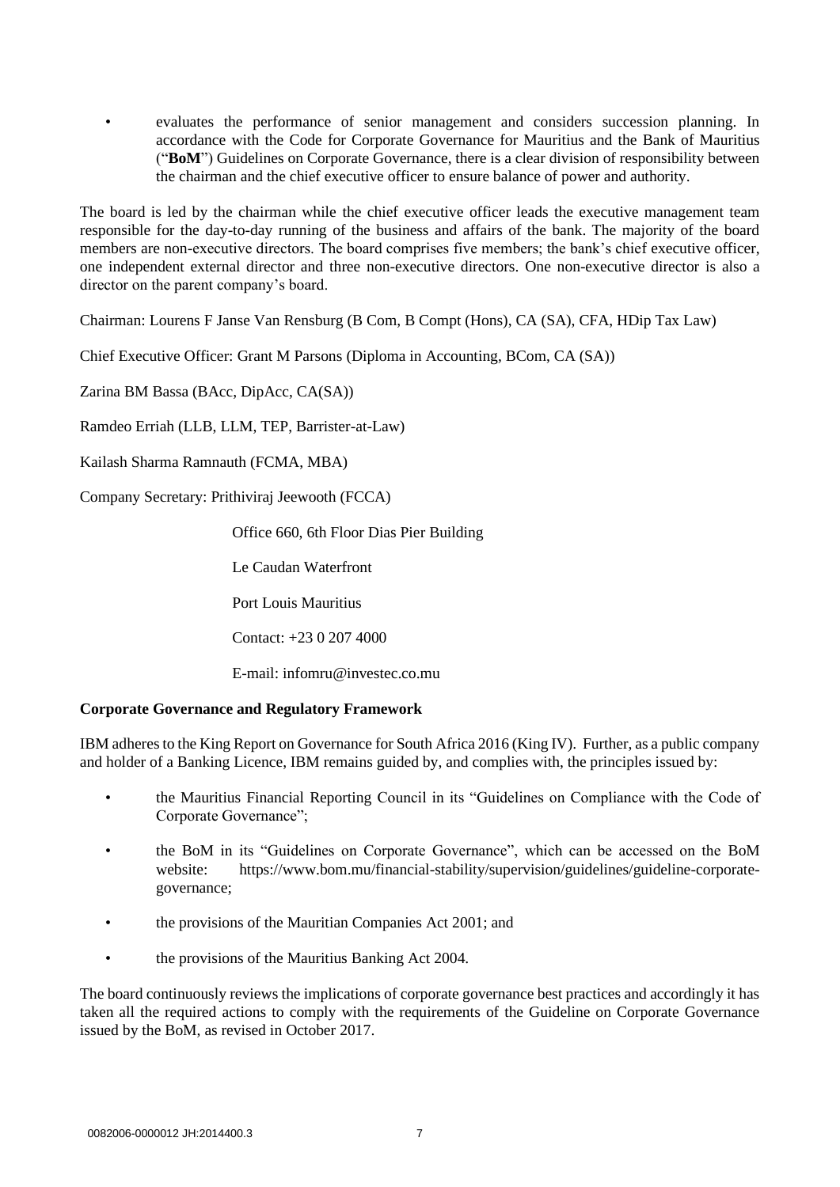- evaluates the performance of senior management and considers succession planning. In accordance with the Code for Corporate Governance for Mauritius and the Bank of Mauritius ("**BoM**") Guidelines on Corporate Governance, there is a clear division of responsibility between the chairman and the chief executive officer to ensure balance of power and authority.

The board is led by the chairman while the chief executive officer leads the executive management team responsible for the day-to-day running of the business and affairs of the bank. The majority of the board members are non-executive directors. The board comprises five members; the bank's chief executive officer, one independent external director and three non-executive directors. One non-executive director is also a director on the parent company's board.

Chairman: Lourens F Janse Van Rensburg (B Com, B Compt (Hons), CA (SA), CFA, HDip Tax Law)

Chief Executive Officer: Grant M Parsons (Diploma in Accounting, BCom, CA (SA))

Zarina BM Bassa (BAcc, DipAcc, CA(SA))

Ramdeo Erriah (LLB, LLM, TEP, Barrister-at-Law)

Kailash Sharma Ramnauth (FCMA, MBA)

Company Secretary: Prithiviraj Jeewooth (FCCA)

Office 660, 6th Floor Dias Pier Building

Le Caudan Waterfront

Port Louis Mauritius

Contact: +23 0 207 4000

E-mail: infomru@investec.co.mu

**Corporate Governance and Regulatory Framework**

IBM adheres to the King Report on Governance for South Africa 2016 (King IV). Further, as a public company and holder of a Banking Licence, IBM remains guided by, and complies with, the principles issued by:

- the Mauritius Financial Reporting Council in its "Guidelines on Compliance with the Code of Corporate Governance";
- the BoM in its "Guidelines on Corporate Governance", which can be accessed on the BoM website: https://www.bom.mu/financial-stability/supervision/guidelines/guideline-corporate-governance;
- the provisions of the Mauritian Companies Act 2001; and
- the provisions of the Mauritius Banking Act 2004.

The board continuously reviews the implications of corporate governance best practices and accordingly it has taken all the required actions to comply with the requirements of the Guideline on Corporate Governance issued by the BoM, as revised in October 2017.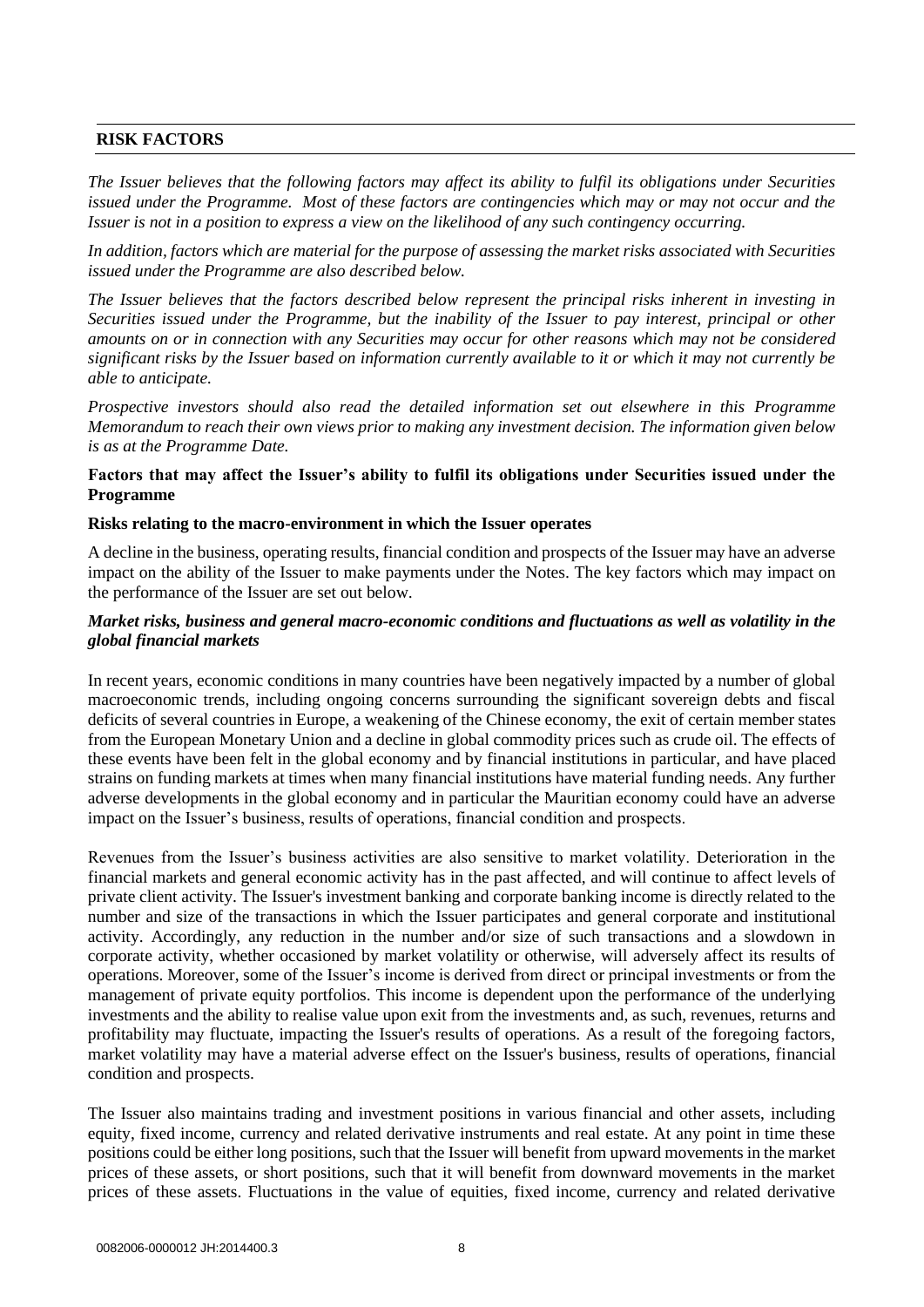## RISK FACTORS

*The Issuer believes that the following factors may affect its ability to fulfil its obligations under Securities issued under the Programme. Most of these factors are contingencies which may or may not occur and the Issuer is not in a position to express a view on the likelihood of any such contingency occurring.*

*In addition, factors which are material for the purpose of assessing the market risks associated with Securities issued under the Programme are also described below.*

*The Issuer believes that the factors described below represent the principal risks inherent in investing in Securities issued under the Programme, but the inability of the Issuer to pay interest, principal or other amounts on or in connection with any Securities may occur for other reasons which may not be considered significant risks by the Issuer based on information currently available to it or which it may not currently be able to anticipate.*

*Prospective investors should also read the detailed information set out elsewhere in this Programme Memorandum to reach their own views prior to making any investment decision. The information given below is as at the Programme Date.*

**Factors that may affect the Issuer's ability to fulfil its obligations under Securities issued under the Programme**

**Risks relating to the macro-environment in which the Issuer operates**

A decline in the business, operating results, financial condition and prospects of the Issuer may have an adverse impact on the ability of the Issuer to make payments under the Notes. The key factors which may impact on the performance of the Issuer are set out below.

***Market risks, business and general macro-economic conditions and fluctuations as well as volatility in the global financial markets***

In recent years, economic conditions in many countries have been negatively impacted by a number of global macroeconomic trends, including ongoing concerns surrounding the significant sovereign debts and fiscal deficits of several countries in Europe, a weakening of the Chinese economy, the exit of certain member states from the European Monetary Union and a decline in global commodity prices such as crude oil. The effects of these events have been felt in the global economy and by financial institutions in particular, and have placed strains on funding markets at times when many financial institutions have material funding needs. Any further adverse developments in the global economy and in particular the Mauritian economy could have an adverse impact on the Issuer's business, results of operations, financial condition and prospects.

Revenues from the Issuer's business activities are also sensitive to market volatility. Deterioration in the financial markets and general economic activity has in the past affected, and will continue to affect levels of private client activity. The Issuer's investment banking and corporate banking income is directly related to the number and size of the transactions in which the Issuer participates and general corporate and institutional activity. Accordingly, any reduction in the number and/or size of such transactions and a slowdown in corporate activity, whether occasioned by market volatility or otherwise, will adversely affect its results of operations. Moreover, some of the Issuer's income is derived from direct or principal investments or from the management of private equity portfolios. This income is dependent upon the performance of the underlying investments and the ability to realise value upon exit from the investments and, as such, revenues, returns and profitability may fluctuate, impacting the Issuer's results of operations. As a result of the foregoing factors, market volatility may have a material adverse effect on the Issuer's business, results of operations, financial condition and prospects.

The Issuer also maintains trading and investment positions in various financial and other assets, including equity, fixed income, currency and related derivative instruments and real estate. At any point in time these positions could be either long positions, such that the Issuer will benefit from upward movements in the market prices of these assets, or short positions, such that it will benefit from downward movements in the market prices of these assets. Fluctuations in the value of equities, fixed income, currency and related derivative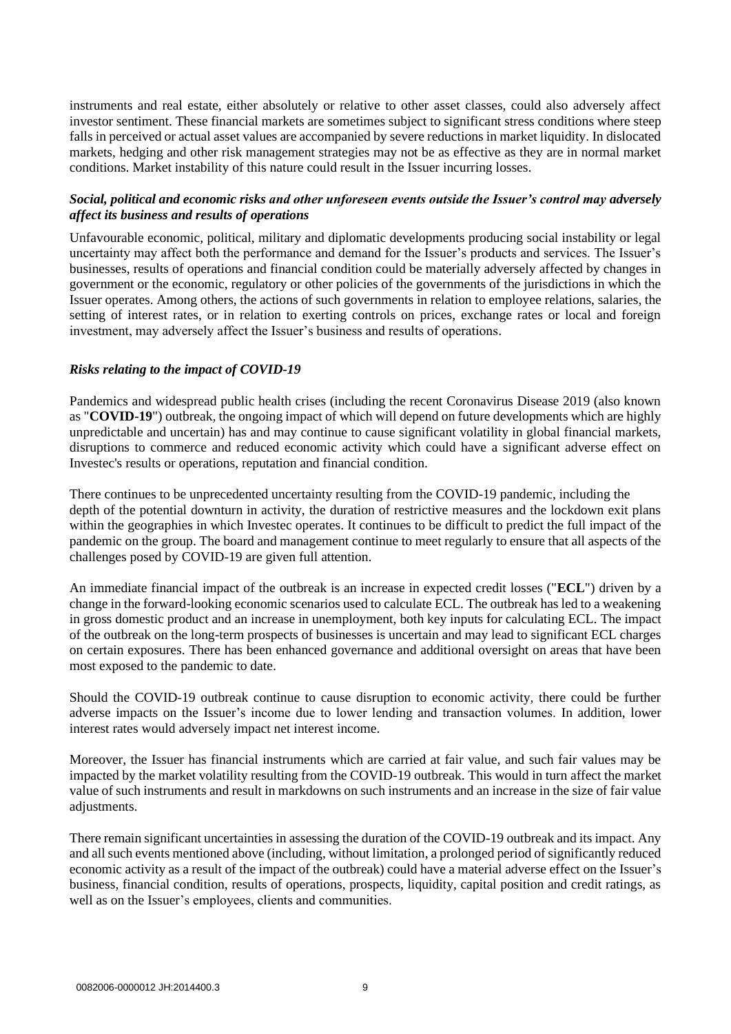instruments and real estate, either absolutely or relative to other asset classes, could also adversely affect investor sentiment. These financial markets are sometimes subject to significant stress conditions where steep falls in perceived or actual asset values are accompanied by severe reductions in market liquidity. In dislocated markets, hedging and other risk management strategies may not be as effective as they are in normal market conditions. Market instability of this nature could result in the Issuer incurring losses.

***Social, political and economic risks and other unforeseen events outside the Issuer's control may adversely affect its business and results of operations***

Unfavourable economic, political, military and diplomatic developments producing social instability or legal uncertainty may affect both the performance and demand for the Issuer's products and services. The Issuer's businesses, results of operations and financial condition could be materially adversely affected by changes in government or the economic, regulatory or other policies of the governments of the jurisdictions in which the Issuer operates. Among others, the actions of such governments in relation to employee relations, salaries, the setting of interest rates, or in relation to exerting controls on prices, exchange rates or local and foreign investment, may adversely affect the Issuer's business and results of operations.

***Risks relating to the impact of COVID-19***

Pandemics and widespread public health crises (including the recent Coronavirus Disease 2019 (also known as "**COVID-19**") outbreak, the ongoing impact of which will depend on future developments which are highly unpredictable and uncertain) has and may continue to cause significant volatility in global financial markets, disruptions to commerce and reduced economic activity which could have a significant adverse effect on Investec's results or operations, reputation and financial condition.

There continues to be unprecedented uncertainty resulting from the COVID-19 pandemic, including the depth of the potential downturn in activity, the duration of restrictive measures and the lockdown exit plans within the geographies in which Investec operates. It continues to be difficult to predict the full impact of the pandemic on the group. The board and management continue to meet regularly to ensure that all aspects of the challenges posed by COVID-19 are given full attention.

An immediate financial impact of the outbreak is an increase in expected credit losses ("**ECL**") driven by a change in the forward-looking economic scenarios used to calculate ECL. The outbreak has led to a weakening in gross domestic product and an increase in unemployment, both key inputs for calculating ECL. The impact of the outbreak on the long-term prospects of businesses is uncertain and may lead to significant ECL charges on certain exposures. There has been enhanced governance and additional oversight on areas that have been most exposed to the pandemic to date.

Should the COVID-19 outbreak continue to cause disruption to economic activity, there could be further adverse impacts on the Issuer's income due to lower lending and transaction volumes. In addition, lower interest rates would adversely impact net interest income.

Moreover, the Issuer has financial instruments which are carried at fair value, and such fair values may be impacted by the market volatility resulting from the COVID-19 outbreak. This would in turn affect the market value of such instruments and result in markdowns on such instruments and an increase in the size of fair value adjustments.

There remain significant uncertainties in assessing the duration of the COVID-19 outbreak and its impact. Any and all such events mentioned above (including, without limitation, a prolonged period of significantly reduced economic activity as a result of the impact of the outbreak) could have a material adverse effect on the Issuer's business, financial condition, results of operations, prospects, liquidity, capital position and credit ratings, as well as on the Issuer's employees, clients and communities.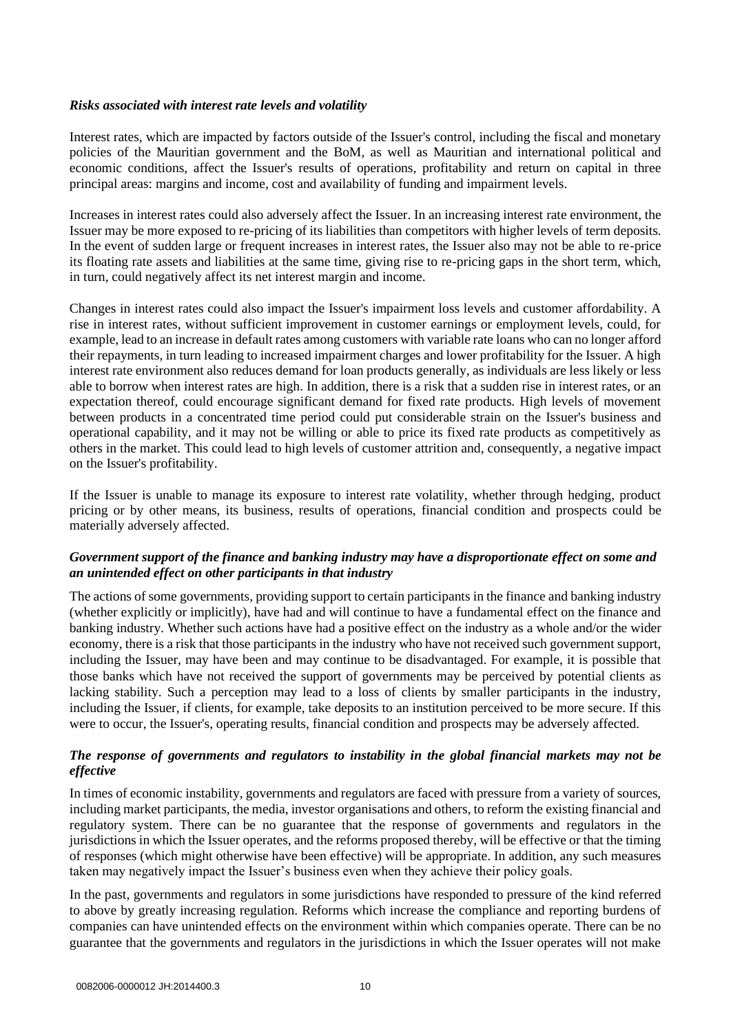***Risks associated with interest rate levels and volatility***

Interest rates, which are impacted by factors outside of the Issuer's control, including the fiscal and monetary policies of the Mauritian government and the BoM, as well as Mauritian and international political and economic conditions, affect the Issuer's results of operations, profitability and return on capital in three principal areas: margins and income, cost and availability of funding and impairment levels.

Increases in interest rates could also adversely affect the Issuer. In an increasing interest rate environment, the Issuer may be more exposed to re-pricing of its liabilities than competitors with higher levels of term deposits. In the event of sudden large or frequent increases in interest rates, the Issuer also may not be able to re-price its floating rate assets and liabilities at the same time, giving rise to re-pricing gaps in the short term, which, in turn, could negatively affect its net interest margin and income.

Changes in interest rates could also impact the Issuer's impairment loss levels and customer affordability. A rise in interest rates, without sufficient improvement in customer earnings or employment levels, could, for example, lead to an increase in default rates among customers with variable rate loans who can no longer afford their repayments, in turn leading to increased impairment charges and lower profitability for the Issuer. A high interest rate environment also reduces demand for loan products generally, as individuals are less likely or less able to borrow when interest rates are high. In addition, there is a risk that a sudden rise in interest rates, or an expectation thereof, could encourage significant demand for fixed rate products. High levels of movement between products in a concentrated time period could put considerable strain on the Issuer's business and operational capability, and it may not be willing or able to price its fixed rate products as competitively as others in the market. This could lead to high levels of customer attrition and, consequently, a negative impact on the Issuer's profitability.

If the Issuer is unable to manage its exposure to interest rate volatility, whether through hedging, product pricing or by other means, its business, results of operations, financial condition and prospects could be materially adversely affected.

***Government support of the finance and banking industry may have a disproportionate effect on some and an unintended effect on other participants in that industry***

The actions of some governments, providing support to certain participants in the finance and banking industry (whether explicitly or implicitly), have had and will continue to have a fundamental effect on the finance and banking industry. Whether such actions have had a positive effect on the industry as a whole and/or the wider economy, there is a risk that those participants in the industry who have not received such government support, including the Issuer, may have been and may continue to be disadvantaged. For example, it is possible that those banks which have not received the support of governments may be perceived by potential clients as lacking stability. Such a perception may lead to a loss of clients by smaller participants in the industry, including the Issuer, if clients, for example, take deposits to an institution perceived to be more secure. If this were to occur, the Issuer's, operating results, financial condition and prospects may be adversely affected.

***The response of governments and regulators to instability in the global financial markets may not be effective***

In times of economic instability, governments and regulators are faced with pressure from a variety of sources, including market participants, the media, investor organisations and others, to reform the existing financial and regulatory system. There can be no guarantee that the response of governments and regulators in the jurisdictions in which the Issuer operates, and the reforms proposed thereby, will be effective or that the timing of responses (which might otherwise have been effective) will be appropriate. In addition, any such measures taken may negatively impact the Issuer's business even when they achieve their policy goals.

In the past, governments and regulators in some jurisdictions have responded to pressure of the kind referred to above by greatly increasing regulation. Reforms which increase the compliance and reporting burdens of companies can have unintended effects on the environment within which companies operate. There can be no guarantee that the governments and regulators in the jurisdictions in which the Issuer operates will not make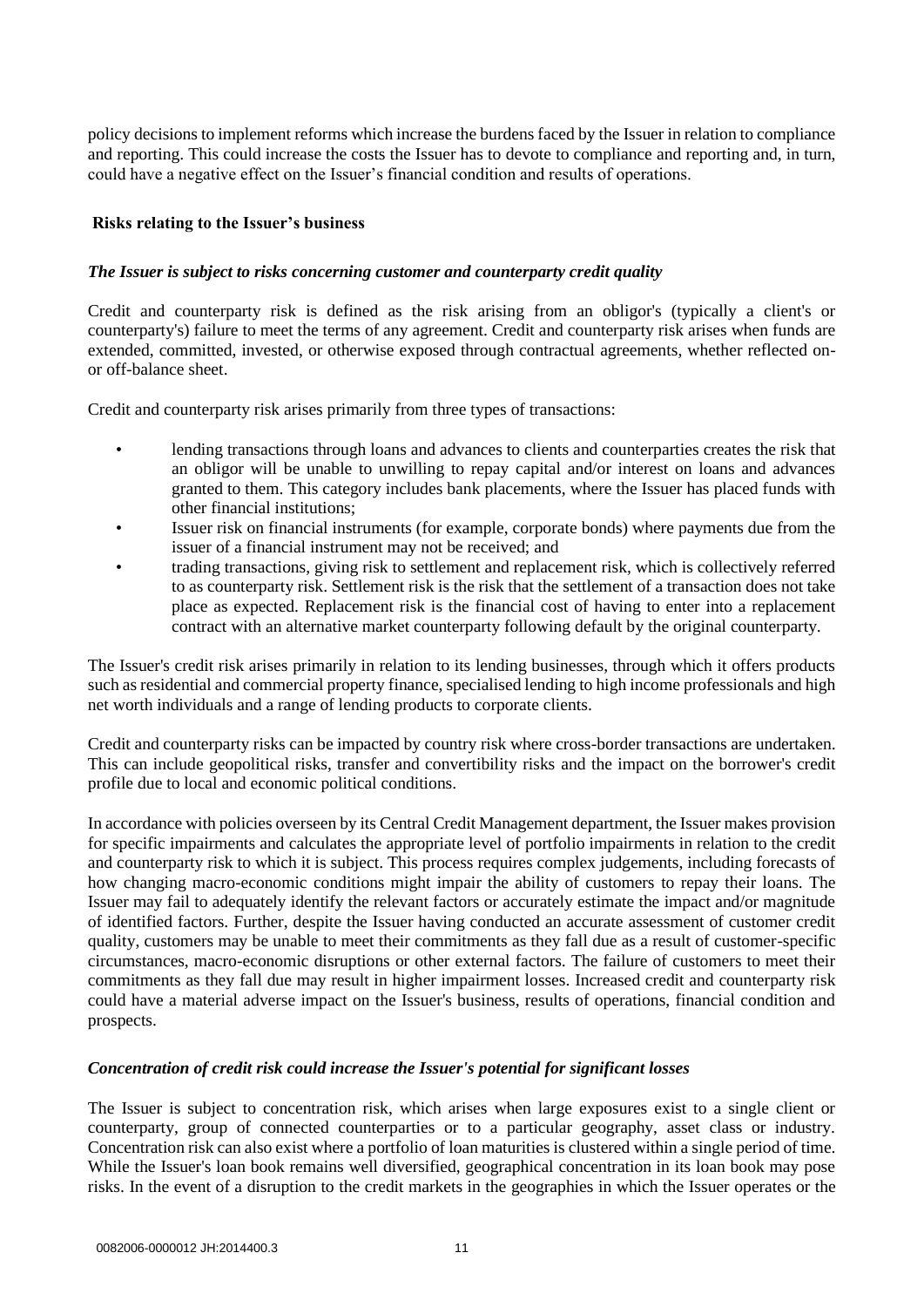policy decisions to implement reforms which increase the burdens faced by the Issuer in relation to compliance and reporting. This could increase the costs the Issuer has to devote to compliance and reporting and, in turn, could have a negative effect on the Issuer's financial condition and results of operations.

**Risks relating to the Issuer's business**

***The Issuer is subject to risks concerning customer and counterparty credit quality***

Credit and counterparty risk is defined as the risk arising from an obligor's (typically a client's or counterparty's) failure to meet the terms of any agreement. Credit and counterparty risk arises when funds are extended, committed, invested, or otherwise exposed through contractual agreements, whether reflected on- or off-balance sheet.

Credit and counterparty risk arises primarily from three types of transactions:

- lending transactions through loans and advances to clients and counterparties creates the risk that an obligor will be unable to unwilling to repay capital and/or interest on loans and advances granted to them. This category includes bank placements, where the Issuer has placed funds with other financial institutions;
- Issuer risk on financial instruments (for example, corporate bonds) where payments due from the issuer of a financial instrument may not be received; and
- trading transactions, giving risk to settlement and replacement risk, which is collectively referred to as counterparty risk. Settlement risk is the risk that the settlement of a transaction does not take place as expected. Replacement risk is the financial cost of having to enter into a replacement contract with an alternative market counterparty following default by the original counterparty.

The Issuer's credit risk arises primarily in relation to its lending businesses, through which it offers products such as residential and commercial property finance, specialised lending to high income professionals and high net worth individuals and a range of lending products to corporate clients.

Credit and counterparty risks can be impacted by country risk where cross-border transactions are undertaken. This can include geopolitical risks, transfer and convertibility risks and the impact on the borrower's credit profile due to local and economic political conditions.

In accordance with policies overseen by its Central Credit Management department, the Issuer makes provision for specific impairments and calculates the appropriate level of portfolio impairments in relation to the credit and counterparty risk to which it is subject. This process requires complex judgements, including forecasts of how changing macro-economic conditions might impair the ability of customers to repay their loans. The Issuer may fail to adequately identify the relevant factors or accurately estimate the impact and/or magnitude of identified factors. Further, despite the Issuer having conducted an accurate assessment of customer credit quality, customers may be unable to meet their commitments as they fall due as a result of customer-specific circumstances, macro-economic disruptions or other external factors. The failure of customers to meet their commitments as they fall due may result in higher impairment losses. Increased credit and counterparty risk could have a material adverse impact on the Issuer's business, results of operations, financial condition and prospects.

***Concentration of credit risk could increase the Issuer's potential for significant losses***

The Issuer is subject to concentration risk, which arises when large exposures exist to a single client or counterparty, group of connected counterparties or to a particular geography, asset class or industry. Concentration risk can also exist where a portfolio of loan maturities is clustered within a single period of time. While the Issuer's loan book remains well diversified, geographical concentration in its loan book may pose risks. In the event of a disruption to the credit markets in the geographies in which the Issuer operates or the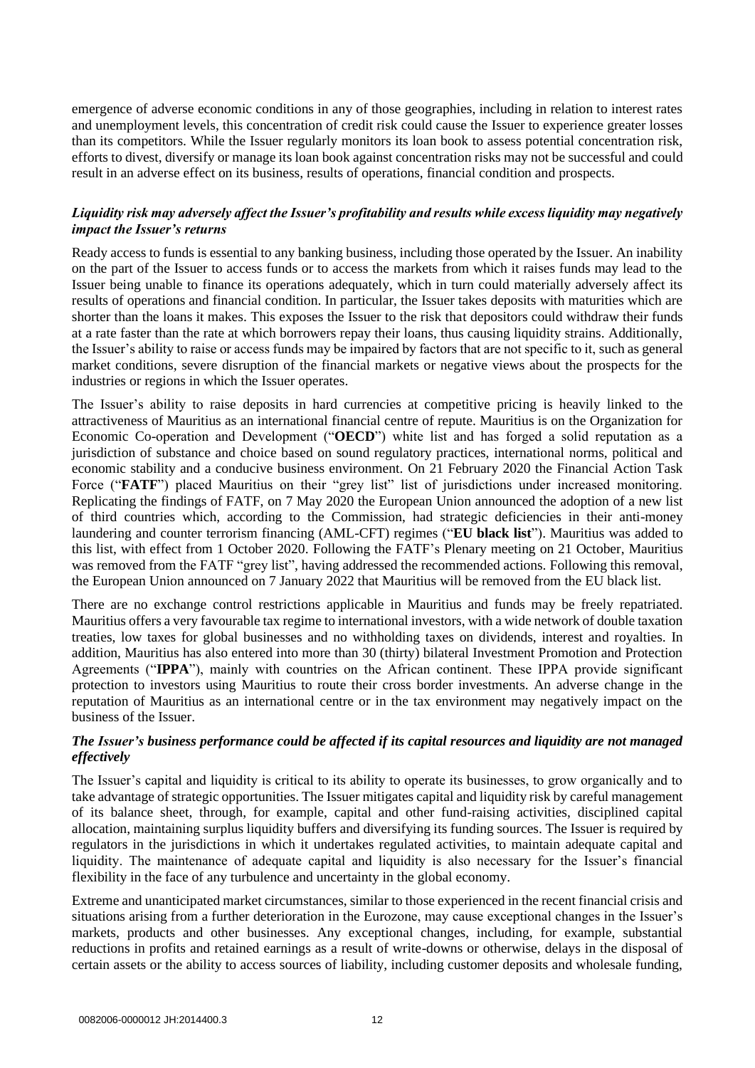emergence of adverse economic conditions in any of those geographies, including in relation to interest rates and unemployment levels, this concentration of credit risk could cause the Issuer to experience greater losses than its competitors. While the Issuer regularly monitors its loan book to assess potential concentration risk, efforts to divest, diversify or manage its loan book against concentration risks may not be successful and could result in an adverse effect on its business, results of operations, financial condition and prospects.

***Liquidity risk may adversely affect the Issuer's profitability and results while excess liquidity may negatively impact the Issuer's returns***

Ready access to funds is essential to any banking business, including those operated by the Issuer. An inability on the part of the Issuer to access funds or to access the markets from which it raises funds may lead to the Issuer being unable to finance its operations adequately, which in turn could materially adversely affect its results of operations and financial condition. In particular, the Issuer takes deposits with maturities which are shorter than the loans it makes. This exposes the Issuer to the risk that depositors could withdraw their funds at a rate faster than the rate at which borrowers repay their loans, thus causing liquidity strains. Additionally, the Issuer's ability to raise or access funds may be impaired by factors that are not specific to it, such as general market conditions, severe disruption of the financial markets or negative views about the prospects for the industries or regions in which the Issuer operates.

The Issuer's ability to raise deposits in hard currencies at competitive pricing is heavily linked to the attractiveness of Mauritius as an international financial centre of repute. Mauritius is on the Organization for Economic Co-operation and Development ("**OECD**") white list and has forged a solid reputation as a jurisdiction of substance and choice based on sound regulatory practices, international norms, political and economic stability and a conducive business environment. On 21 February 2020 the Financial Action Task Force ("**FATF**") placed Mauritius on their "grey list" list of jurisdictions under increased monitoring. Replicating the findings of FATF, on 7 May 2020 the European Union announced the adoption of a new list of third countries which, according to the Commission, had strategic deficiencies in their anti-money laundering and counter terrorism financing (AML-CFT) regimes ("**EU black list**"). Mauritius was added to this list, with effect from 1 October 2020. Following the FATF's Plenary meeting on 21 October, Mauritius was removed from the FATF "grey list", having addressed the recommended actions. Following this removal, the European Union announced on 7 January 2022 that Mauritius will be removed from the EU black list.

There are no exchange control restrictions applicable in Mauritius and funds may be freely repatriated. Mauritius offers a very favourable tax regime to international investors, with a wide network of double taxation treaties, low taxes for global businesses and no withholding taxes on dividends, interest and royalties. In addition, Mauritius has also entered into more than 30 (thirty) bilateral Investment Promotion and Protection Agreements ("**IPPA**"), mainly with countries on the African continent. These IPPA provide significant protection to investors using Mauritius to route their cross border investments. An adverse change in the reputation of Mauritius as an international centre or in the tax environment may negatively impact on the business of the Issuer.

***The Issuer's business performance could be affected if its capital resources and liquidity are not managed effectively***

The Issuer's capital and liquidity is critical to its ability to operate its businesses, to grow organically and to take advantage of strategic opportunities. The Issuer mitigates capital and liquidity risk by careful management of its balance sheet, through, for example, capital and other fund-raising activities, disciplined capital allocation, maintaining surplus liquidity buffers and diversifying its funding sources. The Issuer is required by regulators in the jurisdictions in which it undertakes regulated activities, to maintain adequate capital and liquidity. The maintenance of adequate capital and liquidity is also necessary for the Issuer's financial flexibility in the face of any turbulence and uncertainty in the global economy.

Extreme and unanticipated market circumstances, similar to those experienced in the recent financial crisis and situations arising from a further deterioration in the Eurozone, may cause exceptional changes in the Issuer's markets, products and other businesses. Any exceptional changes, including, for example, substantial reductions in profits and retained earnings as a result of write-downs or otherwise, delays in the disposal of certain assets or the ability to access sources of liability, including customer deposits and wholesale funding,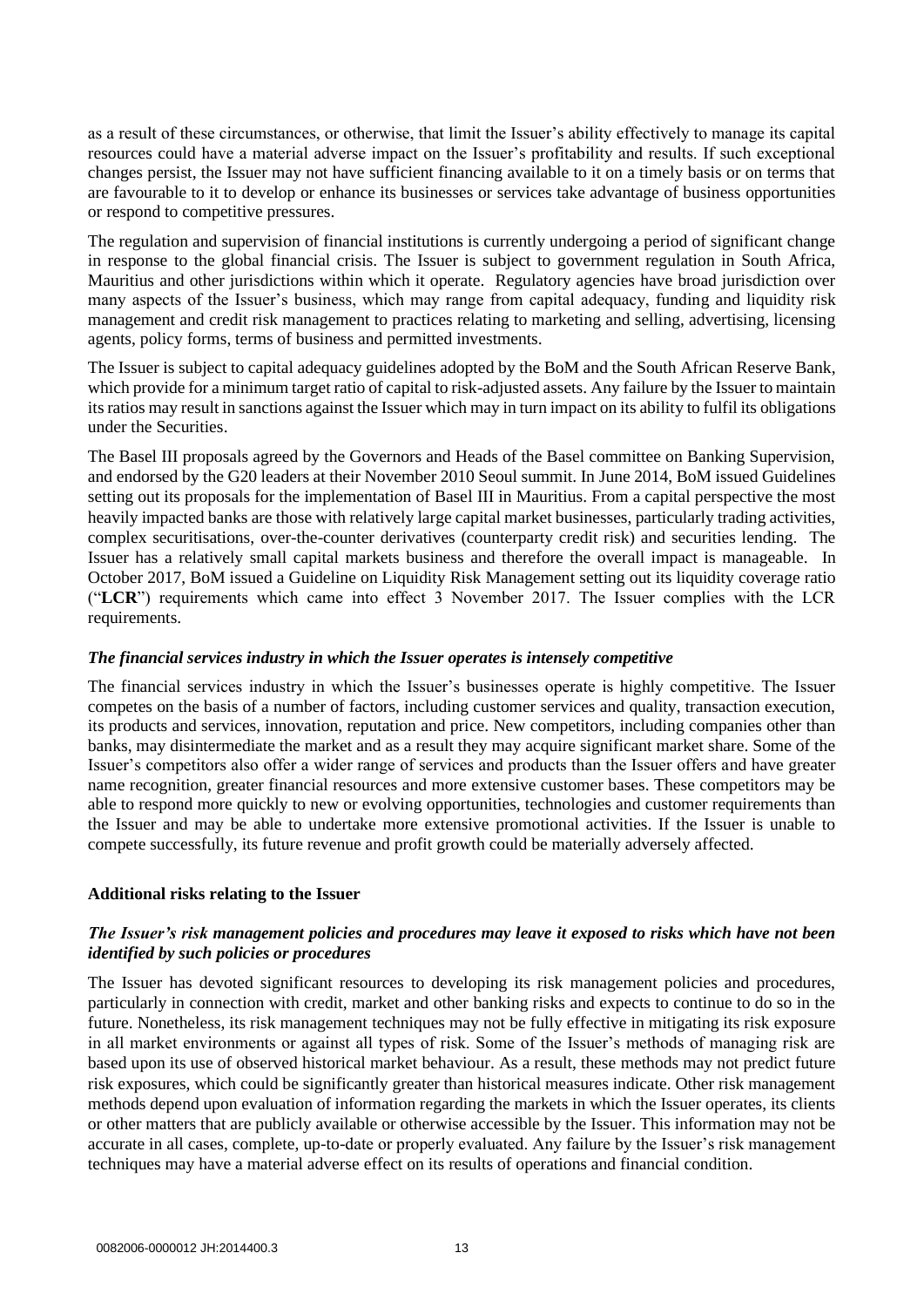as a result of these circumstances, or otherwise, that limit the Issuer's ability effectively to manage its capital resources could have a material adverse impact on the Issuer's profitability and results. If such exceptional changes persist, the Issuer may not have sufficient financing available to it on a timely basis or on terms that are favourable to it to develop or enhance its businesses or services take advantage of business opportunities or respond to competitive pressures.

The regulation and supervision of financial institutions is currently undergoing a period of significant change in response to the global financial crisis. The Issuer is subject to government regulation in South Africa, Mauritius and other jurisdictions within which it operate. Regulatory agencies have broad jurisdiction over many aspects of the Issuer's business, which may range from capital adequacy, funding and liquidity risk management and credit risk management to practices relating to marketing and selling, advertising, licensing agents, policy forms, terms of business and permitted investments.

The Issuer is subject to capital adequacy guidelines adopted by the BoM and the South African Reserve Bank, which provide for a minimum target ratio of capital to risk-adjusted assets. Any failure by the Issuer to maintain its ratios may result in sanctions against the Issuer which may in turn impact on its ability to fulfil its obligations under the Securities.

The Basel III proposals agreed by the Governors and Heads of the Basel committee on Banking Supervision, and endorsed by the G20 leaders at their November 2010 Seoul summit. In June 2014, BoM issued Guidelines setting out its proposals for the implementation of Basel III in Mauritius. From a capital perspective the most heavily impacted banks are those with relatively large capital market businesses, particularly trading activities, complex securitisations, over-the-counter derivatives (counterparty credit risk) and securities lending. The Issuer has a relatively small capital markets business and therefore the overall impact is manageable. In October 2017, BoM issued a Guideline on Liquidity Risk Management setting out its liquidity coverage ratio ("**LCR**") requirements which came into effect 3 November 2017. The Issuer complies with the LCR requirements.

***The financial services industry in which the Issuer operates is intensely competitive***

The financial services industry in which the Issuer's businesses operate is highly competitive. The Issuer competes on the basis of a number of factors, including customer services and quality, transaction execution, its products and services, innovation, reputation and price. New competitors, including companies other than banks, may disintermediate the market and as a result they may acquire significant market share. Some of the Issuer's competitors also offer a wider range of services and products than the Issuer offers and have greater name recognition, greater financial resources and more extensive customer bases. These competitors may be able to respond more quickly to new or evolving opportunities, technologies and customer requirements than the Issuer and may be able to undertake more extensive promotional activities. If the Issuer is unable to compete successfully, its future revenue and profit growth could be materially adversely affected.

**Additional risks relating to the Issuer**

***The Issuer's risk management policies and procedures may leave it exposed to risks which have not been identified by such policies or procedures***

The Issuer has devoted significant resources to developing its risk management policies and procedures, particularly in connection with credit, market and other banking risks and expects to continue to do so in the future. Nonetheless, its risk management techniques may not be fully effective in mitigating its risk exposure in all market environments or against all types of risk. Some of the Issuer's methods of managing risk are based upon its use of observed historical market behaviour. As a result, these methods may not predict future risk exposures, which could be significantly greater than historical measures indicate. Other risk management methods depend upon evaluation of information regarding the markets in which the Issuer operates, its clients or other matters that are publicly available or otherwise accessible by the Issuer. This information may not be accurate in all cases, complete, up-to-date or properly evaluated. Any failure by the Issuer's risk management techniques may have a material adverse effect on its results of operations and financial condition.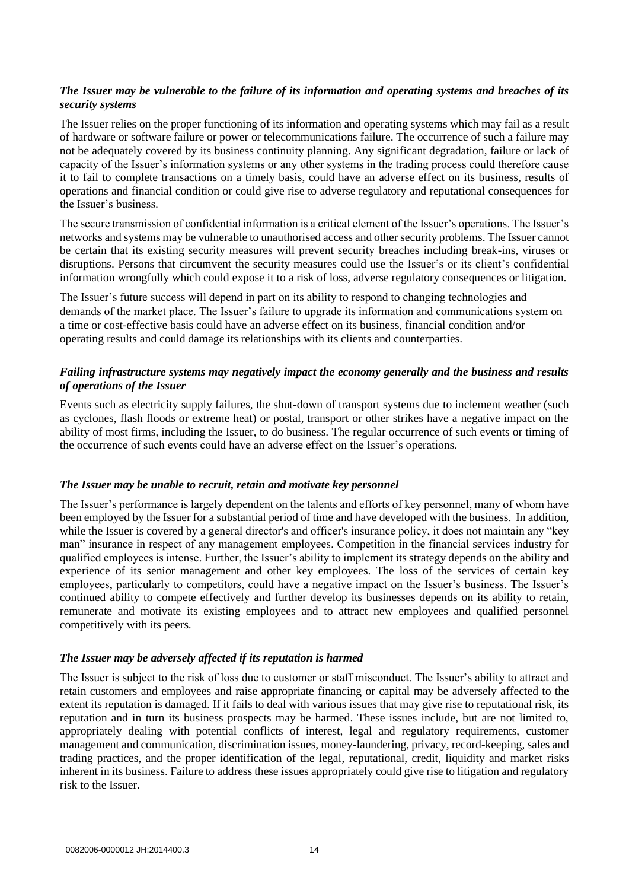***The Issuer may be vulnerable to the failure of its information and operating systems and breaches of its security systems***

The Issuer relies on the proper functioning of its information and operating systems which may fail as a result of hardware or software failure or power or telecommunications failure. The occurrence of such a failure may not be adequately covered by its business continuity planning. Any significant degradation, failure or lack of capacity of the Issuer's information systems or any other systems in the trading process could therefore cause it to fail to complete transactions on a timely basis, could have an adverse effect on its business, results of operations and financial condition or could give rise to adverse regulatory and reputational consequences for the Issuer's business.

The secure transmission of confidential information is a critical element of the Issuer's operations. The Issuer's networks and systems may be vulnerable to unauthorised access and other security problems. The Issuer cannot be certain that its existing security measures will prevent security breaches including break-ins, viruses or disruptions. Persons that circumvent the security measures could use the Issuer's or its client's confidential information wrongfully which could expose it to a risk of loss, adverse regulatory consequences or litigation.

The Issuer's future success will depend in part on its ability to respond to changing technologies and demands of the market place. The Issuer's failure to upgrade its information and communications system on a time or cost-effective basis could have an adverse effect on its business, financial condition and/or operating results and could damage its relationships with its clients and counterparties.

***Failing infrastructure systems may negatively impact the economy generally and the business and results of operations of the Issuer***

Events such as electricity supply failures, the shut-down of transport systems due to inclement weather (such as cyclones, flash floods or extreme heat) or postal, transport or other strikes have a negative impact on the ability of most firms, including the Issuer, to do business. The regular occurrence of such events or timing of the occurrence of such events could have an adverse effect on the Issuer's operations.

***The Issuer may be unable to recruit, retain and motivate key personnel***

The Issuer's performance is largely dependent on the talents and efforts of key personnel, many of whom have been employed by the Issuer for a substantial period of time and have developed with the business. In addition, while the Issuer is covered by a general director's and officer's insurance policy, it does not maintain any "key man" insurance in respect of any management employees. Competition in the financial services industry for qualified employees is intense. Further, the Issuer's ability to implement its strategy depends on the ability and experience of its senior management and other key employees. The loss of the services of certain key employees, particularly to competitors, could have a negative impact on the Issuer's business. The Issuer's continued ability to compete effectively and further develop its businesses depends on its ability to retain, remunerate and motivate its existing employees and to attract new employees and qualified personnel competitively with its peers.

***The Issuer may be adversely affected if its reputation is harmed***

The Issuer is subject to the risk of loss due to customer or staff misconduct. The Issuer's ability to attract and retain customers and employees and raise appropriate financing or capital may be adversely affected to the extent its reputation is damaged. If it fails to deal with various issues that may give rise to reputational risk, its reputation and in turn its business prospects may be harmed. These issues include, but are not limited to, appropriately dealing with potential conflicts of interest, legal and regulatory requirements, customer management and communication, discrimination issues, money-laundering, privacy, record-keeping, sales and trading practices, and the proper identification of the legal, reputational, credit, liquidity and market risks inherent in its business. Failure to address these issues appropriately could give rise to litigation and regulatory risk to the Issuer.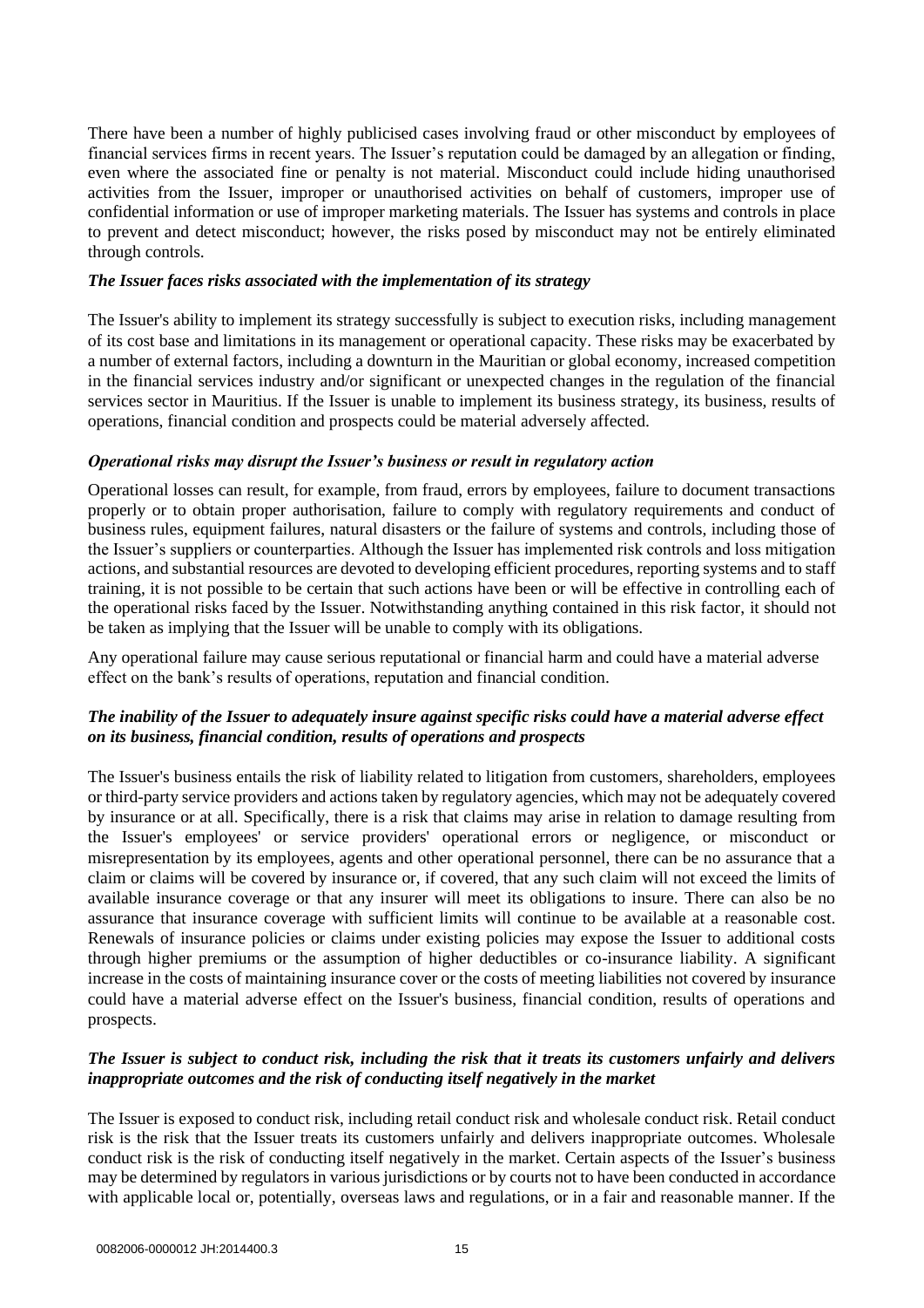There have been a number of highly publicised cases involving fraud or other misconduct by employees of financial services firms in recent years. The Issuer's reputation could be damaged by an allegation or finding, even where the associated fine or penalty is not material. Misconduct could include hiding unauthorised activities from the Issuer, improper or unauthorised activities on behalf of customers, improper use of confidential information or use of improper marketing materials. The Issuer has systems and controls in place to prevent and detect misconduct; however, the risks posed by misconduct may not be entirely eliminated through controls.

***The Issuer faces risks associated with the implementation of its strategy***

The Issuer's ability to implement its strategy successfully is subject to execution risks, including management of its cost base and limitations in its management or operational capacity. These risks may be exacerbated by a number of external factors, including a downturn in the Mauritian or global economy, increased competition in the financial services industry and/or significant or unexpected changes in the regulation of the financial services sector in Mauritius. If the Issuer is unable to implement its business strategy, its business, results of operations, financial condition and prospects could be material adversely affected.

***Operational risks may disrupt the Issuer's business or result in regulatory action***

Operational losses can result, for example, from fraud, errors by employees, failure to document transactions properly or to obtain proper authorisation, failure to comply with regulatory requirements and conduct of business rules, equipment failures, natural disasters or the failure of systems and controls, including those of the Issuer's suppliers or counterparties. Although the Issuer has implemented risk controls and loss mitigation actions, and substantial resources are devoted to developing efficient procedures, reporting systems and to staff training, it is not possible to be certain that such actions have been or will be effective in controlling each of the operational risks faced by the Issuer. Notwithstanding anything contained in this risk factor, it should not be taken as implying that the Issuer will be unable to comply with its obligations.

Any operational failure may cause serious reputational or financial harm and could have a material adverse effect on the bank's results of operations, reputation and financial condition.

***The inability of the Issuer to adequately insure against specific risks could have a material adverse effect on its business, financial condition, results of operations and prospects***

The Issuer's business entails the risk of liability related to litigation from customers, shareholders, employees or third-party service providers and actions taken by regulatory agencies, which may not be adequately covered by insurance or at all. Specifically, there is a risk that claims may arise in relation to damage resulting from the Issuer's employees' or service providers' operational errors or negligence, or misconduct or misrepresentation by its employees, agents and other operational personnel, there can be no assurance that a claim or claims will be covered by insurance or, if covered, that any such claim will not exceed the limits of available insurance coverage or that any insurer will meet its obligations to insure. There can also be no assurance that insurance coverage with sufficient limits will continue to be available at a reasonable cost. Renewals of insurance policies or claims under existing policies may expose the Issuer to additional costs through higher premiums or the assumption of higher deductibles or co-insurance liability. A significant increase in the costs of maintaining insurance cover or the costs of meeting liabilities not covered by insurance could have a material adverse effect on the Issuer's business, financial condition, results of operations and prospects.

***The Issuer is subject to conduct risk, including the risk that it treats its customers unfairly and delivers inappropriate outcomes and the risk of conducting itself negatively in the market***

The Issuer is exposed to conduct risk, including retail conduct risk and wholesale conduct risk. Retail conduct risk is the risk that the Issuer treats its customers unfairly and delivers inappropriate outcomes. Wholesale conduct risk is the risk of conducting itself negatively in the market. Certain aspects of the Issuer's business may be determined by regulators in various jurisdictions or by courts not to have been conducted in accordance with applicable local or, potentially, overseas laws and regulations, or in a fair and reasonable manner. If the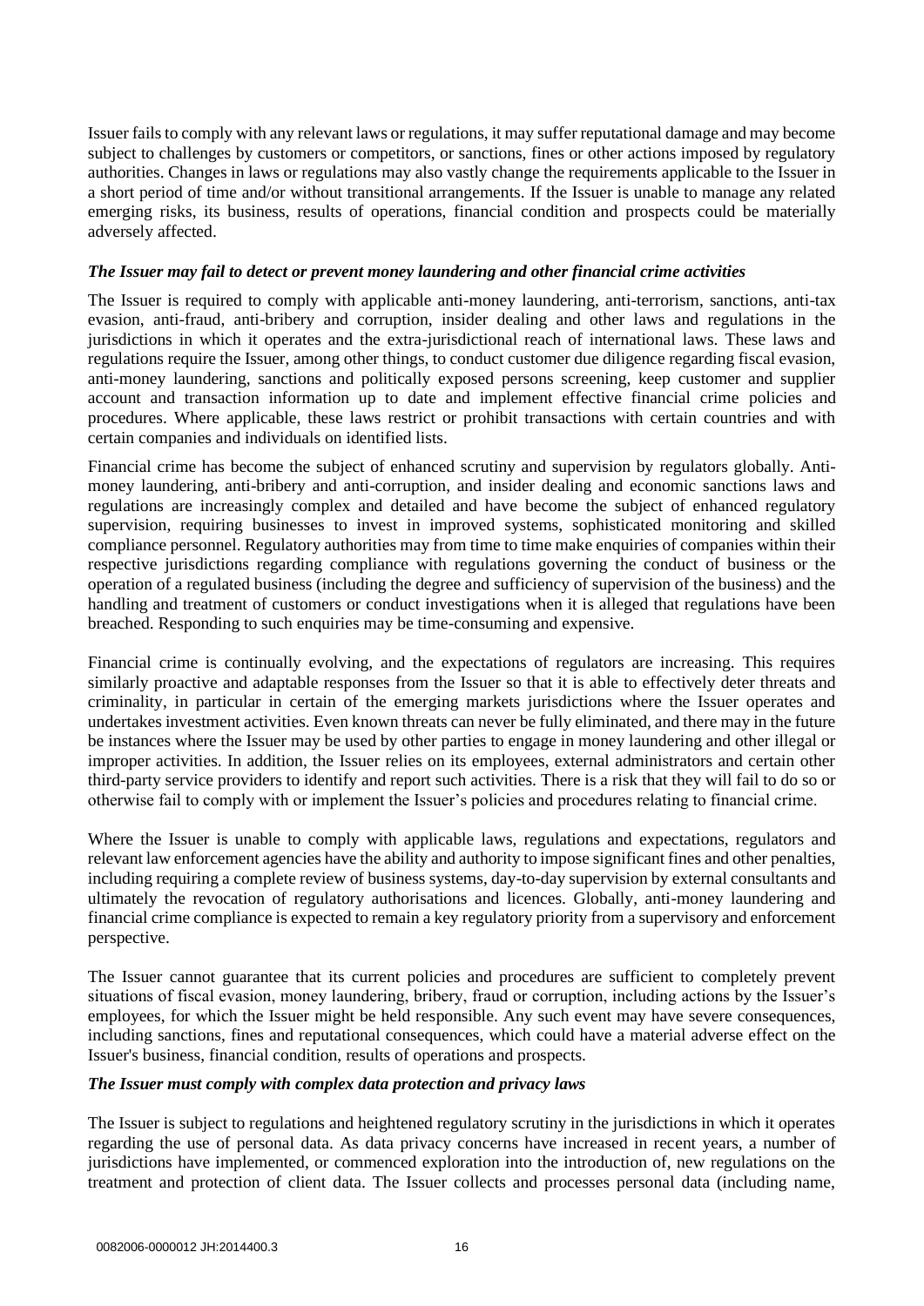Issuer fails to comply with any relevant laws or regulations, it may suffer reputational damage and may become subject to challenges by customers or competitors, or sanctions, fines or other actions imposed by regulatory authorities. Changes in laws or regulations may also vastly change the requirements applicable to the Issuer in a short period of time and/or without transitional arrangements. If the Issuer is unable to manage any related emerging risks, its business, results of operations, financial condition and prospects could be materially adversely affected.

***The Issuer may fail to detect or prevent money laundering and other financial crime activities***

The Issuer is required to comply with applicable anti-money laundering, anti-terrorism, sanctions, anti-tax evasion, anti-fraud, anti-bribery and corruption, insider dealing and other laws and regulations in the jurisdictions in which it operates and the extra-jurisdictional reach of international laws. These laws and regulations require the Issuer, among other things, to conduct customer due diligence regarding fiscal evasion, anti-money laundering, sanctions and politically exposed persons screening, keep customer and supplier account and transaction information up to date and implement effective financial crime policies and procedures. Where applicable, these laws restrict or prohibit transactions with certain countries and with certain companies and individuals on identified lists.

Financial crime has become the subject of enhanced scrutiny and supervision by regulators globally. Anti-money laundering, anti-bribery and anti-corruption, and insider dealing and economic sanctions laws and regulations are increasingly complex and detailed and have become the subject of enhanced regulatory supervision, requiring businesses to invest in improved systems, sophisticated monitoring and skilled compliance personnel. Regulatory authorities may from time to time make enquiries of companies within their respective jurisdictions regarding compliance with regulations governing the conduct of business or the operation of a regulated business (including the degree and sufficiency of supervision of the business) and the handling and treatment of customers or conduct investigations when it is alleged that regulations have been breached. Responding to such enquiries may be time-consuming and expensive.

Financial crime is continually evolving, and the expectations of regulators are increasing. This requires similarly proactive and adaptable responses from the Issuer so that it is able to effectively deter threats and criminality, in particular in certain of the emerging markets jurisdictions where the Issuer operates and undertakes investment activities. Even known threats can never be fully eliminated, and there may in the future be instances where the Issuer may be used by other parties to engage in money laundering and other illegal or improper activities. In addition, the Issuer relies on its employees, external administrators and certain other third-party service providers to identify and report such activities. There is a risk that they will fail to do so or otherwise fail to comply with or implement the Issuer's policies and procedures relating to financial crime.

Where the Issuer is unable to comply with applicable laws, regulations and expectations, regulators and relevant law enforcement agencies have the ability and authority to impose significant fines and other penalties, including requiring a complete review of business systems, day-to-day supervision by external consultants and ultimately the revocation of regulatory authorisations and licences. Globally, anti-money laundering and financial crime compliance is expected to remain a key regulatory priority from a supervisory and enforcement perspective.

The Issuer cannot guarantee that its current policies and procedures are sufficient to completely prevent situations of fiscal evasion, money laundering, bribery, fraud or corruption, including actions by the Issuer's employees, for which the Issuer might be held responsible. Any such event may have severe consequences, including sanctions, fines and reputational consequences, which could have a material adverse effect on the Issuer's business, financial condition, results of operations and prospects.

***The Issuer must comply with complex data protection and privacy laws***

The Issuer is subject to regulations and heightened regulatory scrutiny in the jurisdictions in which it operates regarding the use of personal data. As data privacy concerns have increased in recent years, a number of jurisdictions have implemented, or commenced exploration into the introduction of, new regulations on the treatment and protection of client data. The Issuer collects and processes personal data (including name,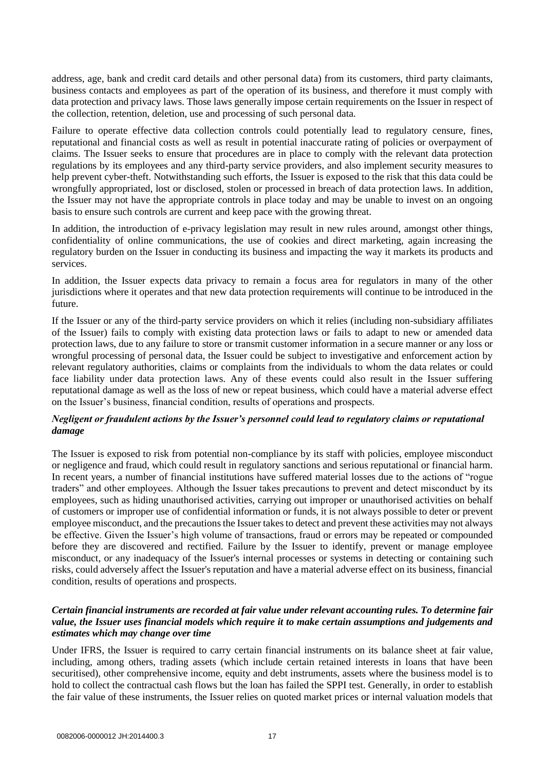address, age, bank and credit card details and other personal data) from its customers, third party claimants, business contacts and employees as part of the operation of its business, and therefore it must comply with data protection and privacy laws. Those laws generally impose certain requirements on the Issuer in respect of the collection, retention, deletion, use and processing of such personal data.

Failure to operate effective data collection controls could potentially lead to regulatory censure, fines, reputational and financial costs as well as result in potential inaccurate rating of policies or overpayment of claims. The Issuer seeks to ensure that procedures are in place to comply with the relevant data protection regulations by its employees and any third-party service providers, and also implement security measures to help prevent cyber-theft. Notwithstanding such efforts, the Issuer is exposed to the risk that this data could be wrongfully appropriated, lost or disclosed, stolen or processed in breach of data protection laws. In addition, the Issuer may not have the appropriate controls in place today and may be unable to invest on an ongoing basis to ensure such controls are current and keep pace with the growing threat.

In addition, the introduction of e-privacy legislation may result in new rules around, amongst other things, confidentiality of online communications, the use of cookies and direct marketing, again increasing the regulatory burden on the Issuer in conducting its business and impacting the way it markets its products and services.

In addition, the Issuer expects data privacy to remain a focus area for regulators in many of the other jurisdictions where it operates and that new data protection requirements will continue to be introduced in the future.

If the Issuer or any of the third-party service providers on which it relies (including non-subsidiary affiliates of the Issuer) fails to comply with existing data protection laws or fails to adapt to new or amended data protection laws, due to any failure to store or transmit customer information in a secure manner or any loss or wrongful processing of personal data, the Issuer could be subject to investigative and enforcement action by relevant regulatory authorities, claims or complaints from the individuals to whom the data relates or could face liability under data protection laws. Any of these events could also result in the Issuer suffering reputational damage as well as the loss of new or repeat business, which could have a material adverse effect on the Issuer's business, financial condition, results of operations and prospects.

***Negligent or fraudulent actions by the Issuer's personnel could lead to regulatory claims or reputational damage***

The Issuer is exposed to risk from potential non-compliance by its staff with policies, employee misconduct or negligence and fraud, which could result in regulatory sanctions and serious reputational or financial harm. In recent years, a number of financial institutions have suffered material losses due to the actions of "rogue traders" and other employees. Although the Issuer takes precautions to prevent and detect misconduct by its employees, such as hiding unauthorised activities, carrying out improper or unauthorised activities on behalf of customers or improper use of confidential information or funds, it is not always possible to deter or prevent employee misconduct, and the precautions the Issuer takes to detect and prevent these activities may not always be effective. Given the Issuer's high volume of transactions, fraud or errors may be repeated or compounded before they are discovered and rectified. Failure by the Issuer to identify, prevent or manage employee misconduct, or any inadequacy of the Issuer's internal processes or systems in detecting or containing such risks, could adversely affect the Issuer's reputation and have a material adverse effect on its business, financial condition, results of operations and prospects.

***Certain financial instruments are recorded at fair value under relevant accounting rules. To determine fair value, the Issuer uses financial models which require it to make certain assumptions and judgements and estimates which may change over time***

Under IFRS, the Issuer is required to carry certain financial instruments on its balance sheet at fair value, including, among others, trading assets (which include certain retained interests in loans that have been securitised), other comprehensive income, equity and debt instruments, assets where the business model is to hold to collect the contractual cash flows but the loan has failed the SPPI test. Generally, in order to establish the fair value of these instruments, the Issuer relies on quoted market prices or internal valuation models that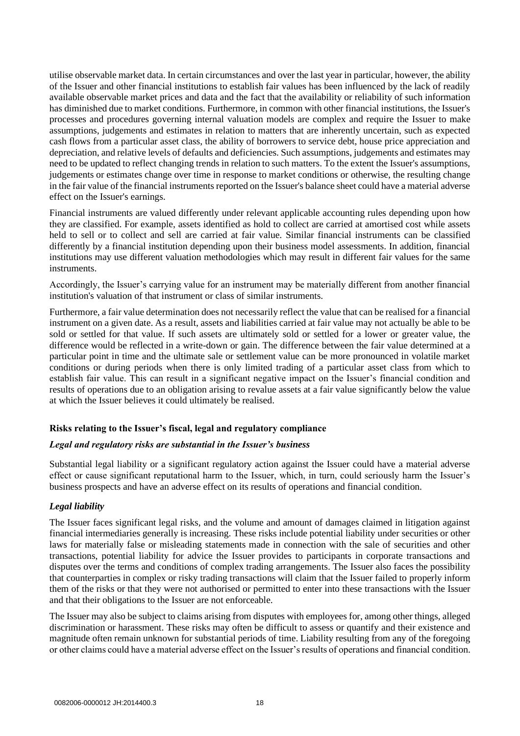utilise observable market data. In certain circumstances and over the last year in particular, however, the ability of the Issuer and other financial institutions to establish fair values has been influenced by the lack of readily available observable market prices and data and the fact that the availability or reliability of such information has diminished due to market conditions. Furthermore, in common with other financial institutions, the Issuer's processes and procedures governing internal valuation models are complex and require the Issuer to make assumptions, judgements and estimates in relation to matters that are inherently uncertain, such as expected cash flows from a particular asset class, the ability of borrowers to service debt, house price appreciation and depreciation, and relative levels of defaults and deficiencies. Such assumptions, judgements and estimates may need to be updated to reflect changing trends in relation to such matters. To the extent the Issuer's assumptions, judgements or estimates change over time in response to market conditions or otherwise, the resulting change in the fair value of the financial instruments reported on the Issuer's balance sheet could have a material adverse effect on the Issuer's earnings.

Financial instruments are valued differently under relevant applicable accounting rules depending upon how they are classified. For example, assets identified as hold to collect are carried at amortised cost while assets held to sell or to collect and sell are carried at fair value. Similar financial instruments can be classified differently by a financial institution depending upon their business model assessments. In addition, financial institutions may use different valuation methodologies which may result in different fair values for the same instruments.

Accordingly, the Issuer’s carrying value for an instrument may be materially different from another financial institution's valuation of that instrument or class of similar instruments.

Furthermore, a fair value determination does not necessarily reflect the value that can be realised for a financial instrument on a given date. As a result, assets and liabilities carried at fair value may not actually be able to be sold or settled for that value. If such assets are ultimately sold or settled for a lower or greater value, the difference would be reflected in a write-down or gain. The difference between the fair value determined at a particular point in time and the ultimate sale or settlement value can be more pronounced in volatile market conditions or during periods when there is only limited trading of a particular asset class from which to establish fair value. This can result in a significant negative impact on the Issuer’s financial condition and results of operations due to an obligation arising to revalue assets at a fair value significantly below the value at which the Issuer believes it could ultimately be realised.

**Risks relating to the Issuer’s fiscal, legal and regulatory compliance**

***Legal and regulatory risks are substantial in the Issuer’s business***

Substantial legal liability or a significant regulatory action against the Issuer could have a material adverse effect or cause significant reputational harm to the Issuer, which, in turn, could seriously harm the Issuer’s business prospects and have an adverse effect on its results of operations and financial condition.

***Legal liability***

The Issuer faces significant legal risks, and the volume and amount of damages claimed in litigation against financial intermediaries generally is increasing. These risks include potential liability under securities or other laws for materially false or misleading statements made in connection with the sale of securities and other transactions, potential liability for advice the Issuer provides to participants in corporate transactions and disputes over the terms and conditions of complex trading arrangements. The Issuer also faces the possibility that counterparties in complex or risky trading transactions will claim that the Issuer failed to properly inform them of the risks or that they were not authorised or permitted to enter into these transactions with the Issuer and that their obligations to the Issuer are not enforceable.

The Issuer may also be subject to claims arising from disputes with employees for, among other things, alleged discrimination or harassment. These risks may often be difficult to assess or quantify and their existence and magnitude often remain unknown for substantial periods of time. Liability resulting from any of the foregoing or other claims could have a material adverse effect on the Issuer’s results of operations and financial condition.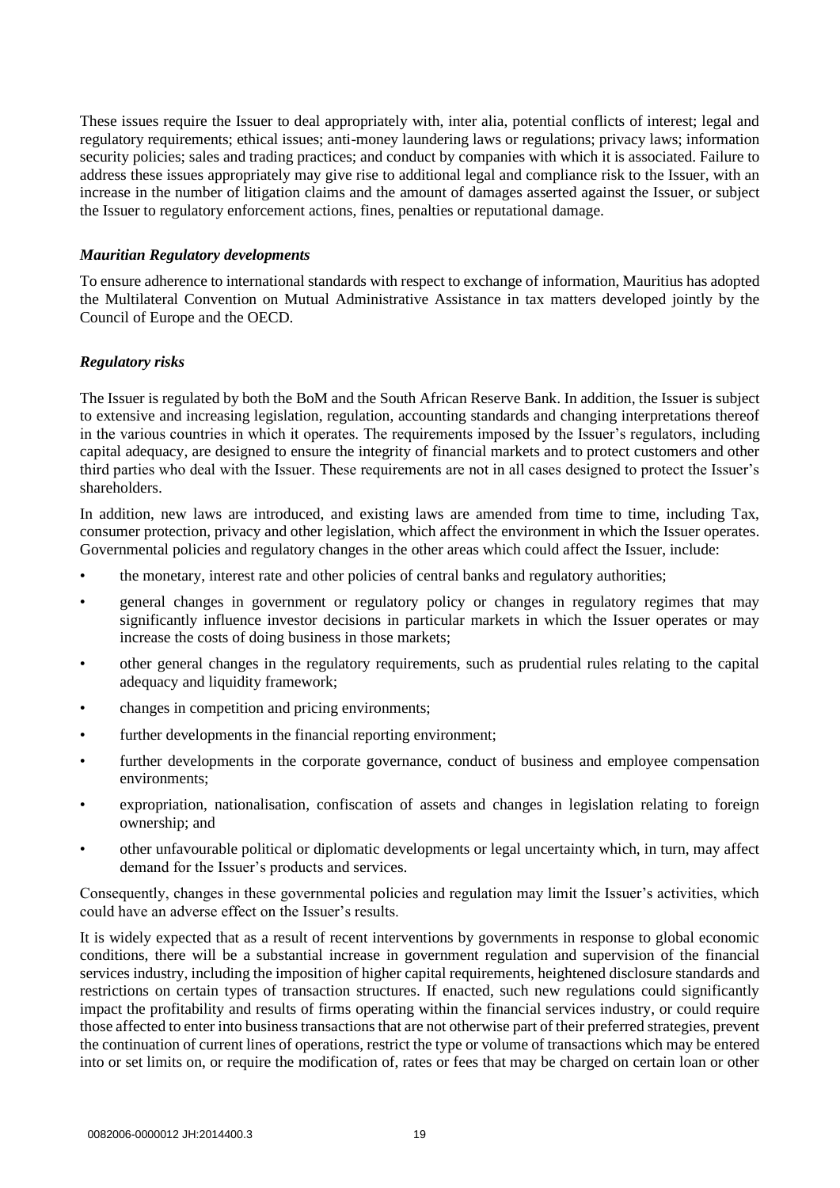These issues require the Issuer to deal appropriately with, inter alia, potential conflicts of interest; legal and regulatory requirements; ethical issues; anti-money laundering laws or regulations; privacy laws; information security policies; sales and trading practices; and conduct by companies with which it is associated. Failure to address these issues appropriately may give rise to additional legal and compliance risk to the Issuer, with an increase in the number of litigation claims and the amount of damages asserted against the Issuer, or subject the Issuer to regulatory enforcement actions, fines, penalties or reputational damage.

### *Mauritian Regulatory developments*

To ensure adherence to international standards with respect to exchange of information, Mauritius has adopted the Multilateral Convention on Mutual Administrative Assistance in tax matters developed jointly by the Council of Europe and the OECD.

### *Regulatory risks*

The Issuer is regulated by both the BoM and the South African Reserve Bank. In addition, the Issuer is subject to extensive and increasing legislation, regulation, accounting standards and changing interpretations thereof in the various countries in which it operates. The requirements imposed by the Issuer's regulators, including capital adequacy, are designed to ensure the integrity of financial markets and to protect customers and other third parties who deal with the Issuer. These requirements are not in all cases designed to protect the Issuer's shareholders.

In addition, new laws are introduced, and existing laws are amended from time to time, including Tax, consumer protection, privacy and other legislation, which affect the environment in which the Issuer operates. Governmental policies and regulatory changes in the other areas which could affect the Issuer, include:

- the monetary, interest rate and other policies of central banks and regulatory authorities;
- general changes in government or regulatory policy or changes in regulatory regimes that may significantly influence investor decisions in particular markets in which the Issuer operates or may increase the costs of doing business in those markets;
- other general changes in the regulatory requirements, such as prudential rules relating to the capital adequacy and liquidity framework;
- changes in competition and pricing environments;
- further developments in the financial reporting environment;
- further developments in the corporate governance, conduct of business and employee compensation environments;
- expropriation, nationalisation, confiscation of assets and changes in legislation relating to foreign ownership; and
- other unfavourable political or diplomatic developments or legal uncertainty which, in turn, may affect demand for the Issuer's products and services.

Consequently, changes in these governmental policies and regulation may limit the Issuer's activities, which could have an adverse effect on the Issuer's results.

It is widely expected that as a result of recent interventions by governments in response to global economic conditions, there will be a substantial increase in government regulation and supervision of the financial services industry, including the imposition of higher capital requirements, heightened disclosure standards and restrictions on certain types of transaction structures. If enacted, such new regulations could significantly impact the profitability and results of firms operating within the financial services industry, or could require those affected to enter into business transactions that are not otherwise part of their preferred strategies, prevent the continuation of current lines of operations, restrict the type or volume of transactions which may be entered into or set limits on, or require the modification of, rates or fees that may be charged on certain loan or other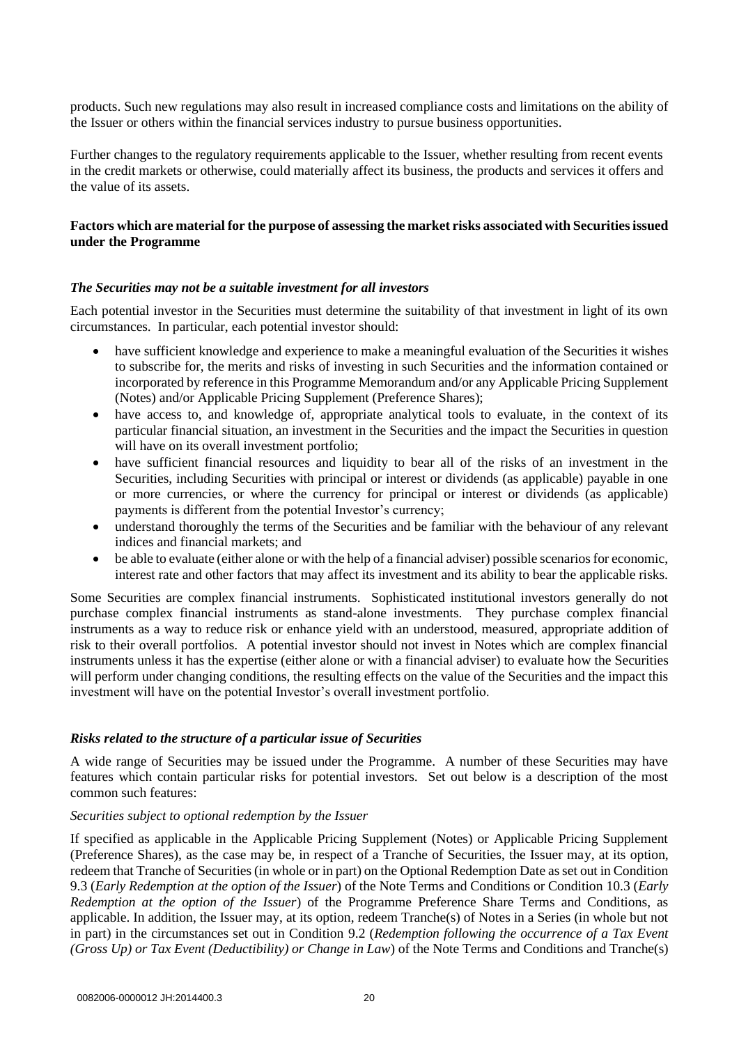products. Such new regulations may also result in increased compliance costs and limitations on the ability of the Issuer or others within the financial services industry to pursue business opportunities.

Further changes to the regulatory requirements applicable to the Issuer, whether resulting from recent events in the credit markets or otherwise, could materially affect its business, the products and services it offers and the value of its assets.

**Factors which are material for the purpose of assessing the market risks associated with Securities issued under the Programme**

***The Securities may not be a suitable investment for all investors***

Each potential investor in the Securities must determine the suitability of that investment in light of its own circumstances. In particular, each potential investor should:

- have sufficient knowledge and experience to make a meaningful evaluation of the Securities it wishes to subscribe for, the merits and risks of investing in such Securities and the information contained or incorporated by reference in this Programme Memorandum and/or any Applicable Pricing Supplement (Notes) and/or Applicable Pricing Supplement (Preference Shares);
- have access to, and knowledge of, appropriate analytical tools to evaluate, in the context of its particular financial situation, an investment in the Securities and the impact the Securities in question will have on its overall investment portfolio;
- have sufficient financial resources and liquidity to bear all of the risks of an investment in the Securities, including Securities with principal or interest or dividends (as applicable) payable in one or more currencies, or where the currency for principal or interest or dividends (as applicable) payments is different from the potential Investor's currency;
- understand thoroughly the terms of the Securities and be familiar with the behaviour of any relevant indices and financial markets; and
- be able to evaluate (either alone or with the help of a financial adviser) possible scenarios for economic, interest rate and other factors that may affect its investment and its ability to bear the applicable risks.

Some Securities are complex financial instruments. Sophisticated institutional investors generally do not purchase complex financial instruments as stand-alone investments. They purchase complex financial instruments as a way to reduce risk or enhance yield with an understood, measured, appropriate addition of risk to their overall portfolios. A potential investor should not invest in Notes which are complex financial instruments unless it has the expertise (either alone or with a financial adviser) to evaluate how the Securities will perform under changing conditions, the resulting effects on the value of the Securities and the impact this investment will have on the potential Investor's overall investment portfolio.

***Risks related to the structure of a particular issue of Securities***

A wide range of Securities may be issued under the Programme. A number of these Securities may have features which contain particular risks for potential investors. Set out below is a description of the most common such features:

*Securities subject to optional redemption by the Issuer*

If specified as applicable in the Applicable Pricing Supplement (Notes) or Applicable Pricing Supplement (Preference Shares), as the case may be, in respect of a Tranche of Securities, the Issuer may, at its option, redeem that Tranche of Securities (in whole or in part) on the Optional Redemption Date as set out in Condition 9.3 (*Early Redemption at the option of the Issuer*) of the Note Terms and Conditions or Condition 10.3 (*Early Redemption at the option of the Issuer*) of the Programme Preference Share Terms and Conditions, as applicable. In addition, the Issuer may, at its option, redeem Tranche(s) of Notes in a Series (in whole but not in part) in the circumstances set out in Condition 9.2 (*Redemption following the occurrence of a Tax Event (Gross Up) or Tax Event (Deductibility) or Change in Law*) of the Note Terms and Conditions and Tranche(s)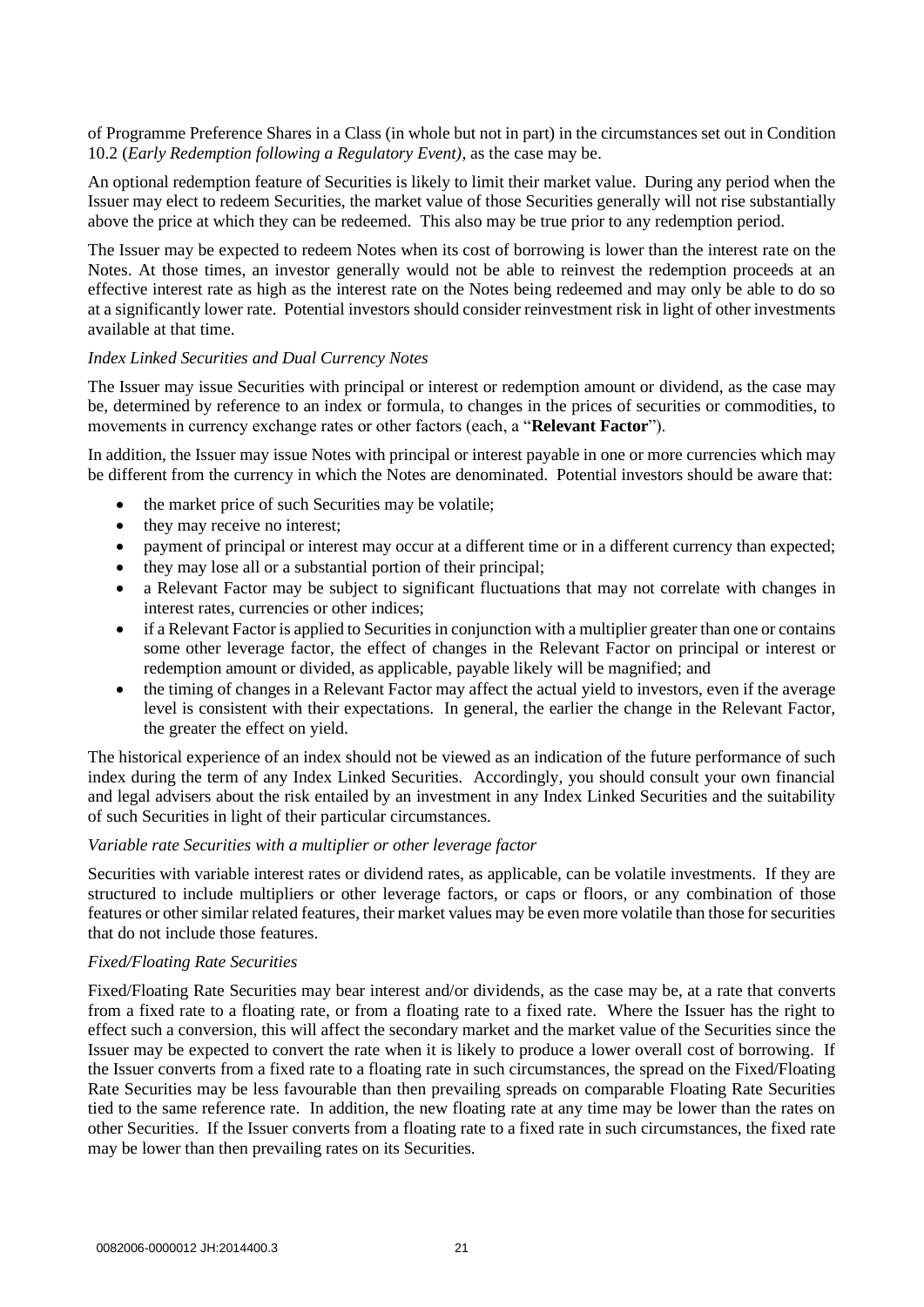of Programme Preference Shares in a Class (in whole but not in part) in the circumstances set out in Condition 10.2 (*Early Redemption following a Regulatory Event)*, as the case may be.

An optional redemption feature of Securities is likely to limit their market value. During any period when the Issuer may elect to redeem Securities, the market value of those Securities generally will not rise substantially above the price at which they can be redeemed. This also may be true prior to any redemption period.

The Issuer may be expected to redeem Notes when its cost of borrowing is lower than the interest rate on the Notes. At those times, an investor generally would not be able to reinvest the redemption proceeds at an effective interest rate as high as the interest rate on the Notes being redeemed and may only be able to do so at a significantly lower rate. Potential investors should consider reinvestment risk in light of other investments available at that time.

*Index Linked Securities and Dual Currency Notes*

The Issuer may issue Securities with principal or interest or redemption amount or dividend, as the case may be, determined by reference to an index or formula, to changes in the prices of securities or commodities, to movements in currency exchange rates or other factors (each, a "**Relevant Factor**").

In addition, the Issuer may issue Notes with principal or interest payable in one or more currencies which may be different from the currency in which the Notes are denominated. Potential investors should be aware that:

- the market price of such Securities may be volatile;
- they may receive no interest;
- payment of principal or interest may occur at a different time or in a different currency than expected;
- they may lose all or a substantial portion of their principal;
- a Relevant Factor may be subject to significant fluctuations that may not correlate with changes in interest rates, currencies or other indices;
- if a Relevant Factor is applied to Securities in conjunction with a multiplier greater than one or contains some other leverage factor, the effect of changes in the Relevant Factor on principal or interest or redemption amount or divided, as applicable, payable likely will be magnified; and
- the timing of changes in a Relevant Factor may affect the actual yield to investors, even if the average level is consistent with their expectations. In general, the earlier the change in the Relevant Factor, the greater the effect on yield.

The historical experience of an index should not be viewed as an indication of the future performance of such index during the term of any Index Linked Securities. Accordingly, you should consult your own financial and legal advisers about the risk entailed by an investment in any Index Linked Securities and the suitability of such Securities in light of their particular circumstances.

*Variable rate Securities with a multiplier or other leverage factor*

Securities with variable interest rates or dividend rates, as applicable, can be volatile investments. If they are structured to include multipliers or other leverage factors, or caps or floors, or any combination of those features or other similar related features, their market values may be even more volatile than those for securities that do not include those features.

*Fixed/Floating Rate Securities*

Fixed/Floating Rate Securities may bear interest and/or dividends, as the case may be, at a rate that converts from a fixed rate to a floating rate, or from a floating rate to a fixed rate. Where the Issuer has the right to effect such a conversion, this will affect the secondary market and the market value of the Securities since the Issuer may be expected to convert the rate when it is likely to produce a lower overall cost of borrowing. If the Issuer converts from a fixed rate to a floating rate in such circumstances, the spread on the Fixed/Floating Rate Securities may be less favourable than then prevailing spreads on comparable Floating Rate Securities tied to the same reference rate. In addition, the new floating rate at any time may be lower than the rates on other Securities. If the Issuer converts from a floating rate to a fixed rate in such circumstances, the fixed rate may be lower than then prevailing rates on its Securities.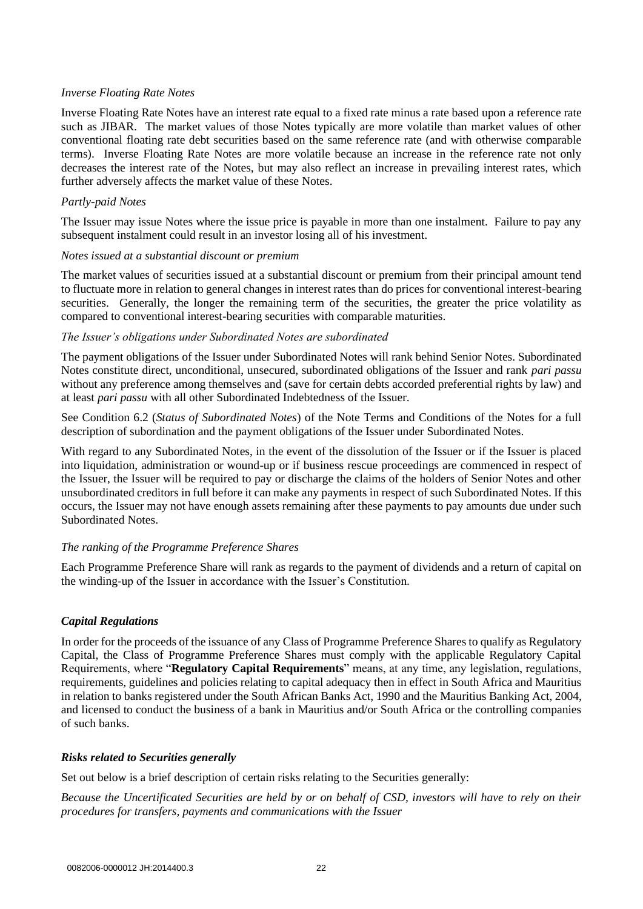*Inverse Floating Rate Notes*

Inverse Floating Rate Notes have an interest rate equal to a fixed rate minus a rate based upon a reference rate such as JIBAR. The market values of those Notes typically are more volatile than market values of other conventional floating rate debt securities based on the same reference rate (and with otherwise comparable terms). Inverse Floating Rate Notes are more volatile because an increase in the reference rate not only decreases the interest rate of the Notes, but may also reflect an increase in prevailing interest rates, which further adversely affects the market value of these Notes.

*Partly-paid Notes*

The Issuer may issue Notes where the issue price is payable in more than one instalment. Failure to pay any subsequent instalment could result in an investor losing all of his investment.

*Notes issued at a substantial discount or premium*

The market values of securities issued at a substantial discount or premium from their principal amount tend to fluctuate more in relation to general changes in interest rates than do prices for conventional interest-bearing securities. Generally, the longer the remaining term of the securities, the greater the price volatility as compared to conventional interest-bearing securities with comparable maturities.

*The Issuer's obligations under Subordinated Notes are subordinated*

The payment obligations of the Issuer under Subordinated Notes will rank behind Senior Notes. Subordinated Notes constitute direct, unconditional, unsecured, subordinated obligations of the Issuer and rank *pari passu* without any preference among themselves and (save for certain debts accorded preferential rights by law) and at least *pari passu* with all other Subordinated Indebtedness of the Issuer.

See Condition 6.2 (*Status of Subordinated Notes*) of the Note Terms and Conditions of the Notes for a full description of subordination and the payment obligations of the Issuer under Subordinated Notes.

With regard to any Subordinated Notes, in the event of the dissolution of the Issuer or if the Issuer is placed into liquidation, administration or wound-up or if business rescue proceedings are commenced in respect of the Issuer, the Issuer will be required to pay or discharge the claims of the holders of Senior Notes and other unsubordinated creditors in full before it can make any payments in respect of such Subordinated Notes. If this occurs, the Issuer may not have enough assets remaining after these payments to pay amounts due under such Subordinated Notes.

*The ranking of the Programme Preference Shares*

Each Programme Preference Share will rank as regards to the payment of dividends and a return of capital on the winding-up of the Issuer in accordance with the Issuer's Constitution.

***Capital Regulations***

In order for the proceeds of the issuance of any Class of Programme Preference Shares to qualify as Regulatory Capital, the Class of Programme Preference Shares must comply with the applicable Regulatory Capital Requirements, where "**Regulatory Capital Requirements**" means, at any time, any legislation, regulations, requirements, guidelines and policies relating to capital adequacy then in effect in South Africa and Mauritius in relation to banks registered under the South African Banks Act, 1990 and the Mauritius Banking Act, 2004, and licensed to conduct the business of a bank in Mauritius and/or South Africa or the controlling companies of such banks.

***Risks related to Securities generally***

Set out below is a brief description of certain risks relating to the Securities generally:

*Because the Uncertificated Securities are held by or on behalf of CSD, investors will have to rely on their procedures for transfers, payments and communications with the Issuer*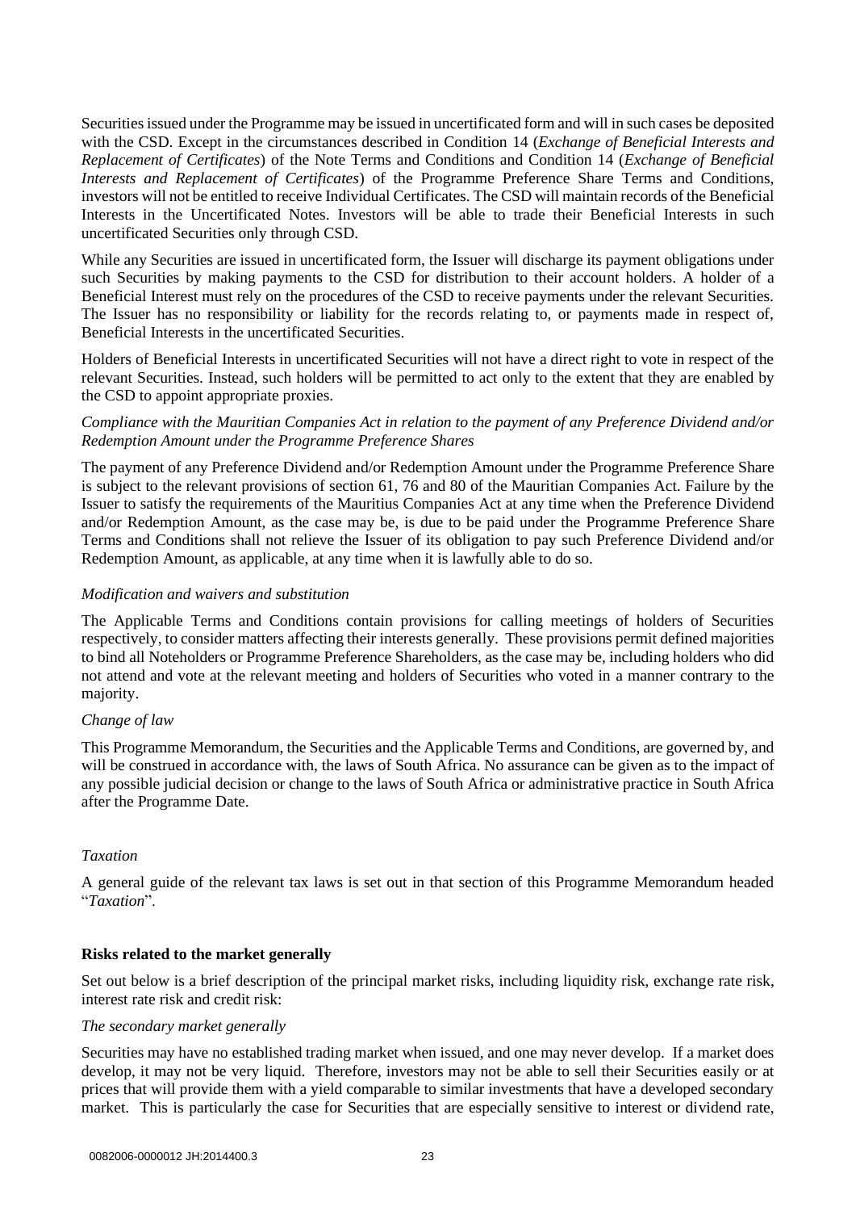Securities issued under the Programme may be issued in uncertificated form and will in such cases be deposited with the CSD. Except in the circumstances described in Condition 14 (*Exchange of Beneficial Interests and Replacement of Certificates*) of the Note Terms and Conditions and Condition 14 (*Exchange of Beneficial Interests and Replacement of Certificates*) of the Programme Preference Share Terms and Conditions, investors will not be entitled to receive Individual Certificates. The CSD will maintain records of the Beneficial Interests in the Uncertificated Notes. Investors will be able to trade their Beneficial Interests in such uncertificated Securities only through CSD.

While any Securities are issued in uncertificated form, the Issuer will discharge its payment obligations under such Securities by making payments to the CSD for distribution to their account holders. A holder of a Beneficial Interest must rely on the procedures of the CSD to receive payments under the relevant Securities. The Issuer has no responsibility or liability for the records relating to, or payments made in respect of, Beneficial Interests in the uncertificated Securities.

Holders of Beneficial Interests in uncertificated Securities will not have a direct right to vote in respect of the relevant Securities. Instead, such holders will be permitted to act only to the extent that they are enabled by the CSD to appoint appropriate proxies.

*Compliance with the Mauritian Companies Act in relation to the payment of any Preference Dividend and/or Redemption Amount under the Programme Preference Shares*

The payment of any Preference Dividend and/or Redemption Amount under the Programme Preference Share is subject to the relevant provisions of section 61, 76 and 80 of the Mauritian Companies Act. Failure by the Issuer to satisfy the requirements of the Mauritius Companies Act at any time when the Preference Dividend and/or Redemption Amount, as the case may be, is due to be paid under the Programme Preference Share Terms and Conditions shall not relieve the Issuer of its obligation to pay such Preference Dividend and/or Redemption Amount, as applicable, at any time when it is lawfully able to do so.

*Modification and waivers and substitution*

The Applicable Terms and Conditions contain provisions for calling meetings of holders of Securities respectively, to consider matters affecting their interests generally. These provisions permit defined majorities to bind all Noteholders or Programme Preference Shareholders, as the case may be, including holders who did not attend and vote at the relevant meeting and holders of Securities who voted in a manner contrary to the majority.

*Change of law*

This Programme Memorandum, the Securities and the Applicable Terms and Conditions, are governed by, and will be construed in accordance with, the laws of South Africa. No assurance can be given as to the impact of any possible judicial decision or change to the laws of South Africa or administrative practice in South Africa after the Programme Date.

*Taxation*

A general guide of the relevant tax laws is set out in that section of this Programme Memorandum headed "*Taxation*".

**Risks related to the market generally**

Set out below is a brief description of the principal market risks, including liquidity risk, exchange rate risk, interest rate risk and credit risk:

*The secondary market generally*

Securities may have no established trading market when issued, and one may never develop. If a market does develop, it may not be very liquid. Therefore, investors may not be able to sell their Securities easily or at prices that will provide them with a yield comparable to similar investments that have a developed secondary market. This is particularly the case for Securities that are especially sensitive to interest or dividend rate,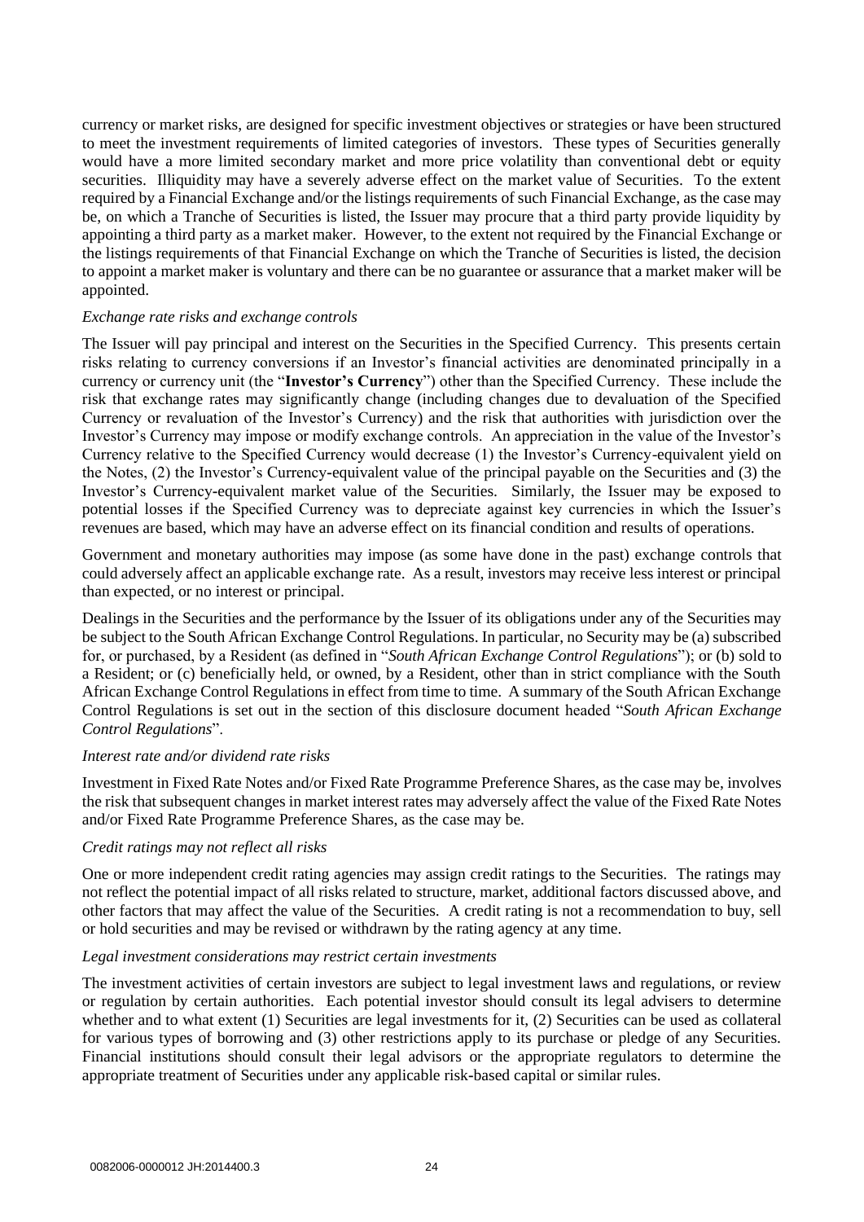currency or market risks, are designed for specific investment objectives or strategies or have been structured to meet the investment requirements of limited categories of investors. These types of Securities generally would have a more limited secondary market and more price volatility than conventional debt or equity securities. Illiquidity may have a severely adverse effect on the market value of Securities. To the extent required by a Financial Exchange and/or the listings requirements of such Financial Exchange, as the case may be, on which a Tranche of Securities is listed, the Issuer may procure that a third party provide liquidity by appointing a third party as a market maker. However, to the extent not required by the Financial Exchange or the listings requirements of that Financial Exchange on which the Tranche of Securities is listed, the decision to appoint a market maker is voluntary and there can be no guarantee or assurance that a market maker will be appointed.

*Exchange rate risks and exchange controls*

The Issuer will pay principal and interest on the Securities in the Specified Currency. This presents certain risks relating to currency conversions if an Investor's financial activities are denominated principally in a currency or currency unit (the "**Investor's Currency**") other than the Specified Currency. These include the risk that exchange rates may significantly change (including changes due to devaluation of the Specified Currency or revaluation of the Investor's Currency) and the risk that authorities with jurisdiction over the Investor's Currency may impose or modify exchange controls. An appreciation in the value of the Investor's Currency relative to the Specified Currency would decrease (1) the Investor's Currency-equivalent yield on the Notes, (2) the Investor's Currency-equivalent value of the principal payable on the Securities and (3) the Investor's Currency-equivalent market value of the Securities. Similarly, the Issuer may be exposed to potential losses if the Specified Currency was to depreciate against key currencies in which the Issuer's revenues are based, which may have an adverse effect on its financial condition and results of operations.

Government and monetary authorities may impose (as some have done in the past) exchange controls that could adversely affect an applicable exchange rate. As a result, investors may receive less interest or principal than expected, or no interest or principal.

Dealings in the Securities and the performance by the Issuer of its obligations under any of the Securities may be subject to the South African Exchange Control Regulations. In particular, no Security may be (a) subscribed for, or purchased, by a Resident (as defined in "*South African Exchange Control Regulations*"); or (b) sold to a Resident; or (c) beneficially held, or owned, by a Resident, other than in strict compliance with the South African Exchange Control Regulations in effect from time to time. A summary of the South African Exchange Control Regulations is set out in the section of this disclosure document headed "*South African Exchange Control Regulations*".

*Interest rate and/or dividend rate risks*

Investment in Fixed Rate Notes and/or Fixed Rate Programme Preference Shares, as the case may be, involves the risk that subsequent changes in market interest rates may adversely affect the value of the Fixed Rate Notes and/or Fixed Rate Programme Preference Shares, as the case may be.

*Credit ratings may not reflect all risks*

One or more independent credit rating agencies may assign credit ratings to the Securities. The ratings may not reflect the potential impact of all risks related to structure, market, additional factors discussed above, and other factors that may affect the value of the Securities. A credit rating is not a recommendation to buy, sell or hold securities and may be revised or withdrawn by the rating agency at any time.

*Legal investment considerations may restrict certain investments*

The investment activities of certain investors are subject to legal investment laws and regulations, or review or regulation by certain authorities. Each potential investor should consult its legal advisers to determine whether and to what extent (1) Securities are legal investments for it, (2) Securities can be used as collateral for various types of borrowing and (3) other restrictions apply to its purchase or pledge of any Securities. Financial institutions should consult their legal advisors or the appropriate regulators to determine the appropriate treatment of Securities under any applicable risk-based capital or similar rules.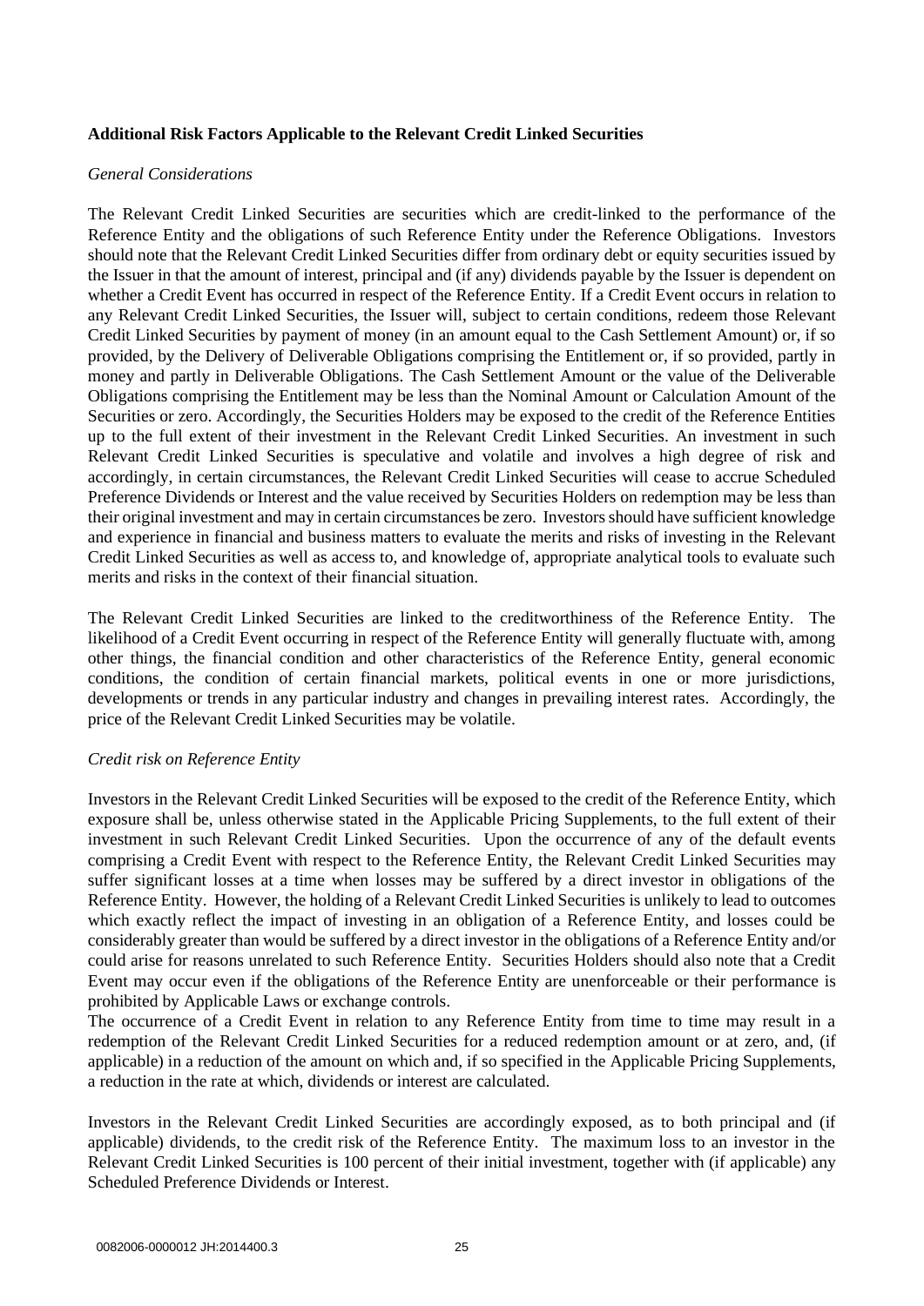**Additional Risk Factors Applicable to the Relevant Credit Linked Securities**

*General Considerations*

The Relevant Credit Linked Securities are securities which are credit-linked to the performance of the Reference Entity and the obligations of such Reference Entity under the Reference Obligations. Investors should note that the Relevant Credit Linked Securities differ from ordinary debt or equity securities issued by the Issuer in that the amount of interest, principal and (if any) dividends payable by the Issuer is dependent on whether a Credit Event has occurred in respect of the Reference Entity. If a Credit Event occurs in relation to any Relevant Credit Linked Securities, the Issuer will, subject to certain conditions, redeem those Relevant Credit Linked Securities by payment of money (in an amount equal to the Cash Settlement Amount) or, if so provided, by the Delivery of Deliverable Obligations comprising the Entitlement or, if so provided, partly in money and partly in Deliverable Obligations. The Cash Settlement Amount or the value of the Deliverable Obligations comprising the Entitlement may be less than the Nominal Amount or Calculation Amount of the Securities or zero. Accordingly, the Securities Holders may be exposed to the credit of the Reference Entities up to the full extent of their investment in the Relevant Credit Linked Securities. An investment in such Relevant Credit Linked Securities is speculative and volatile and involves a high degree of risk and accordingly, in certain circumstances, the Relevant Credit Linked Securities will cease to accrue Scheduled Preference Dividends or Interest and the value received by Securities Holders on redemption may be less than their original investment and may in certain circumstances be zero. Investors should have sufficient knowledge and experience in financial and business matters to evaluate the merits and risks of investing in the Relevant Credit Linked Securities as well as access to, and knowledge of, appropriate analytical tools to evaluate such merits and risks in the context of their financial situation.

The Relevant Credit Linked Securities are linked to the creditworthiness of the Reference Entity. The likelihood of a Credit Event occurring in respect of the Reference Entity will generally fluctuate with, among other things, the financial condition and other characteristics of the Reference Entity, general economic conditions, the condition of certain financial markets, political events in one or more jurisdictions, developments or trends in any particular industry and changes in prevailing interest rates. Accordingly, the price of the Relevant Credit Linked Securities may be volatile.

*Credit risk on Reference Entity*

Investors in the Relevant Credit Linked Securities will be exposed to the credit of the Reference Entity, which exposure shall be, unless otherwise stated in the Applicable Pricing Supplements, to the full extent of their investment in such Relevant Credit Linked Securities. Upon the occurrence of any of the default events comprising a Credit Event with respect to the Reference Entity, the Relevant Credit Linked Securities may suffer significant losses at a time when losses may be suffered by a direct investor in obligations of the Reference Entity. However, the holding of a Relevant Credit Linked Securities is unlikely to lead to outcomes which exactly reflect the impact of investing in an obligation of a Reference Entity, and losses could be considerably greater than would be suffered by a direct investor in the obligations of a Reference Entity and/or could arise for reasons unrelated to such Reference Entity. Securities Holders should also note that a Credit Event may occur even if the obligations of the Reference Entity are unenforceable or their performance is prohibited by Applicable Laws or exchange controls.

The occurrence of a Credit Event in relation to any Reference Entity from time to time may result in a redemption of the Relevant Credit Linked Securities for a reduced redemption amount or at zero, and, (if applicable) in a reduction of the amount on which and, if so specified in the Applicable Pricing Supplements, a reduction in the rate at which, dividends or interest are calculated.

Investors in the Relevant Credit Linked Securities are accordingly exposed, as to both principal and (if applicable) dividends, to the credit risk of the Reference Entity. The maximum loss to an investor in the Relevant Credit Linked Securities is 100 percent of their initial investment, together with (if applicable) any Scheduled Preference Dividends or Interest.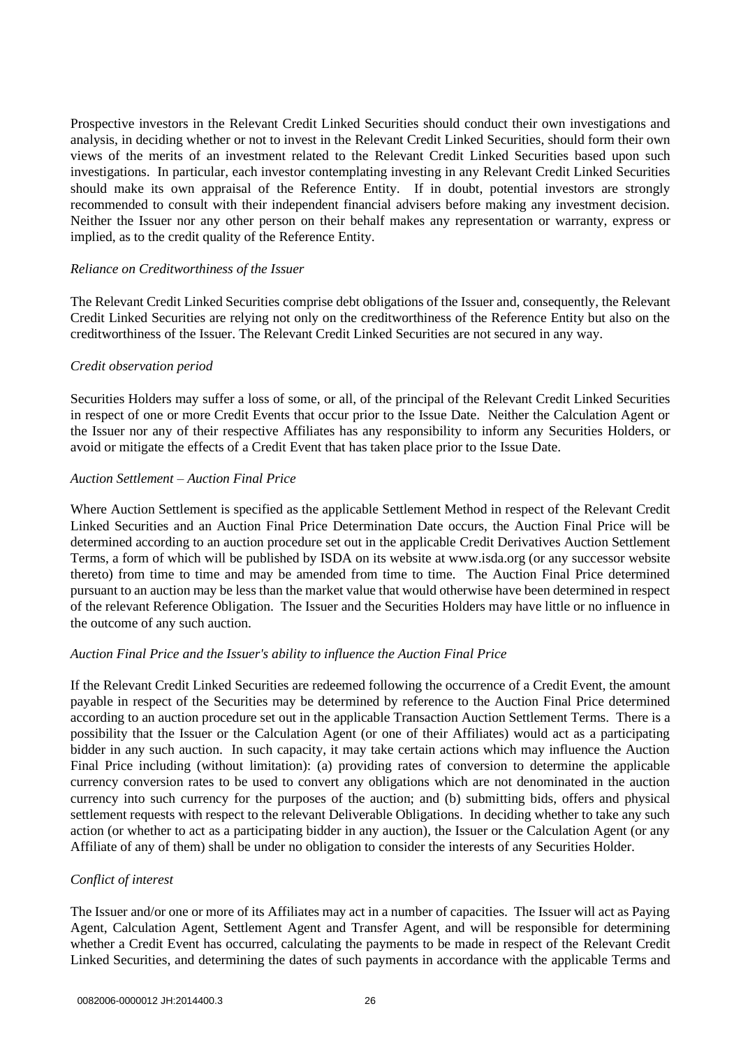Prospective investors in the Relevant Credit Linked Securities should conduct their own investigations and analysis, in deciding whether or not to invest in the Relevant Credit Linked Securities, should form their own views of the merits of an investment related to the Relevant Credit Linked Securities based upon such investigations. In particular, each investor contemplating investing in any Relevant Credit Linked Securities should make its own appraisal of the Reference Entity. If in doubt, potential investors are strongly recommended to consult with their independent financial advisers before making any investment decision. Neither the Issuer nor any other person on their behalf makes any representation or warranty, express or implied, as to the credit quality of the Reference Entity.

*Reliance on Creditworthiness of the Issuer*

The Relevant Credit Linked Securities comprise debt obligations of the Issuer and, consequently, the Relevant Credit Linked Securities are relying not only on the creditworthiness of the Reference Entity but also on the creditworthiness of the Issuer. The Relevant Credit Linked Securities are not secured in any way.

*Credit observation period*

Securities Holders may suffer a loss of some, or all, of the principal of the Relevant Credit Linked Securities in respect of one or more Credit Events that occur prior to the Issue Date. Neither the Calculation Agent or the Issuer nor any of their respective Affiliates has any responsibility to inform any Securities Holders, or avoid or mitigate the effects of a Credit Event that has taken place prior to the Issue Date.

*Auction Settlement – Auction Final Price*

Where Auction Settlement is specified as the applicable Settlement Method in respect of the Relevant Credit Linked Securities and an Auction Final Price Determination Date occurs, the Auction Final Price will be determined according to an auction procedure set out in the applicable Credit Derivatives Auction Settlement Terms, a form of which will be published by ISDA on its website at www.isda.org (or any successor website thereto) from time to time and may be amended from time to time. The Auction Final Price determined pursuant to an auction may be less than the market value that would otherwise have been determined in respect of the relevant Reference Obligation. The Issuer and the Securities Holders may have little or no influence in the outcome of any such auction.

*Auction Final Price and the Issuer's ability to influence the Auction Final Price*

If the Relevant Credit Linked Securities are redeemed following the occurrence of a Credit Event, the amount payable in respect of the Securities may be determined by reference to the Auction Final Price determined according to an auction procedure set out in the applicable Transaction Auction Settlement Terms. There is a possibility that the Issuer or the Calculation Agent (or one of their Affiliates) would act as a participating bidder in any such auction. In such capacity, it may take certain actions which may influence the Auction Final Price including (without limitation): (a) providing rates of conversion to determine the applicable currency conversion rates to be used to convert any obligations which are not denominated in the auction currency into such currency for the purposes of the auction; and (b) submitting bids, offers and physical settlement requests with respect to the relevant Deliverable Obligations. In deciding whether to take any such action (or whether to act as a participating bidder in any auction), the Issuer or the Calculation Agent (or any Affiliate of any of them) shall be under no obligation to consider the interests of any Securities Holder.

*Conflict of interest*

The Issuer and/or one or more of its Affiliates may act in a number of capacities. The Issuer will act as Paying Agent, Calculation Agent, Settlement Agent and Transfer Agent, and will be responsible for determining whether a Credit Event has occurred, calculating the payments to be made in respect of the Relevant Credit Linked Securities, and determining the dates of such payments in accordance with the applicable Terms and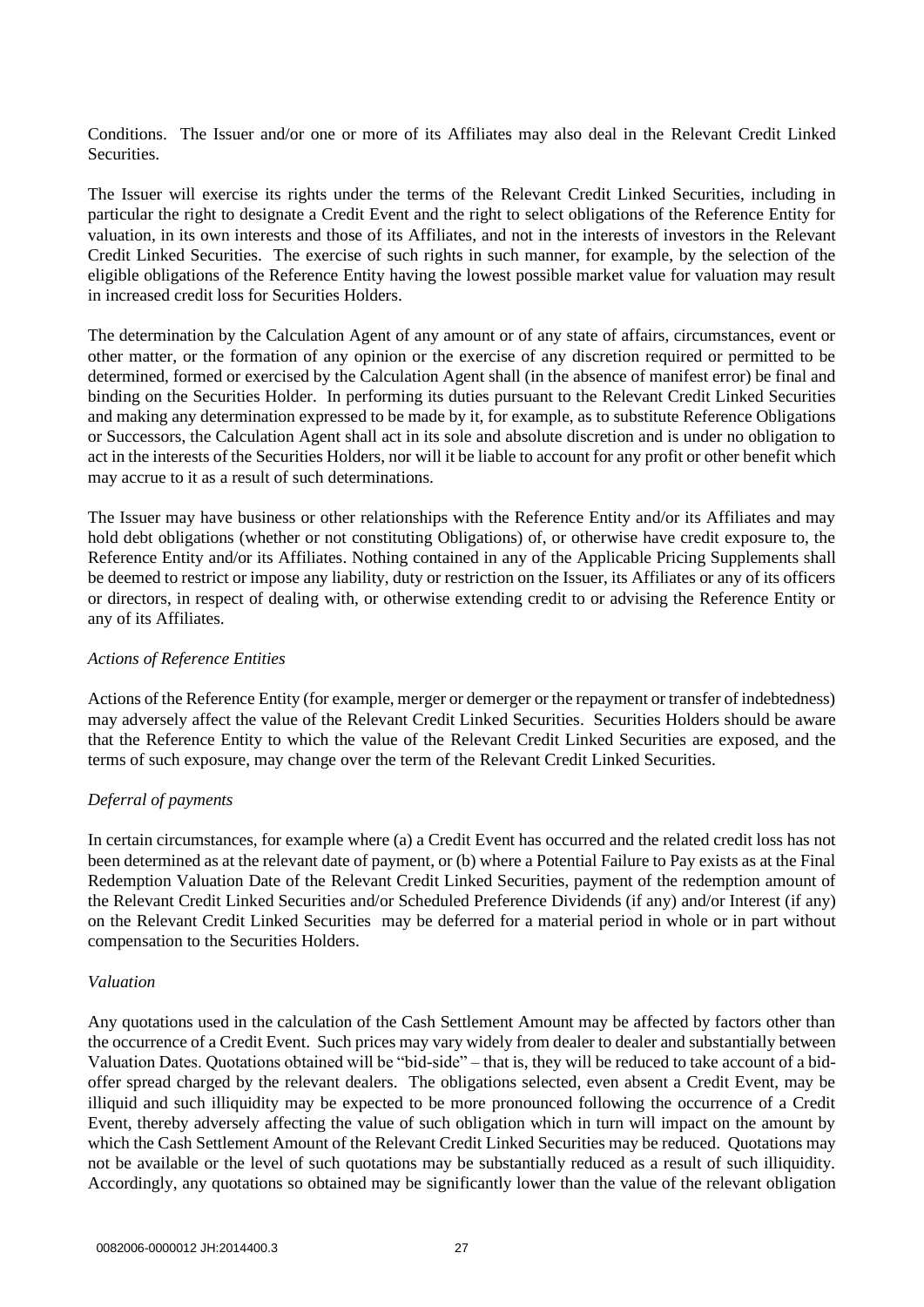Conditions. The Issuer and/or one or more of its Affiliates may also deal in the Relevant Credit Linked Securities.

The Issuer will exercise its rights under the terms of the Relevant Credit Linked Securities, including in particular the right to designate a Credit Event and the right to select obligations of the Reference Entity for valuation, in its own interests and those of its Affiliates, and not in the interests of investors in the Relevant Credit Linked Securities. The exercise of such rights in such manner, for example, by the selection of the eligible obligations of the Reference Entity having the lowest possible market value for valuation may result in increased credit loss for Securities Holders.

The determination by the Calculation Agent of any amount or of any state of affairs, circumstances, event or other matter, or the formation of any opinion or the exercise of any discretion required or permitted to be determined, formed or exercised by the Calculation Agent shall (in the absence of manifest error) be final and binding on the Securities Holder. In performing its duties pursuant to the Relevant Credit Linked Securities and making any determination expressed to be made by it, for example, as to substitute Reference Obligations or Successors, the Calculation Agent shall act in its sole and absolute discretion and is under no obligation to act in the interests of the Securities Holders, nor will it be liable to account for any profit or other benefit which may accrue to it as a result of such determinations.

The Issuer may have business or other relationships with the Reference Entity and/or its Affiliates and may hold debt obligations (whether or not constituting Obligations) of, or otherwise have credit exposure to, the Reference Entity and/or its Affiliates. Nothing contained in any of the Applicable Pricing Supplements shall be deemed to restrict or impose any liability, duty or restriction on the Issuer, its Affiliates or any of its officers or directors, in respect of dealing with, or otherwise extending credit to or advising the Reference Entity or any of its Affiliates.

*Actions of Reference Entities*

Actions of the Reference Entity (for example, merger or demerger or the repayment or transfer of indebtedness) may adversely affect the value of the Relevant Credit Linked Securities. Securities Holders should be aware that the Reference Entity to which the value of the Relevant Credit Linked Securities are exposed, and the terms of such exposure, may change over the term of the Relevant Credit Linked Securities.

*Deferral of payments*

In certain circumstances, for example where (a) a Credit Event has occurred and the related credit loss has not been determined as at the relevant date of payment, or (b) where a Potential Failure to Pay exists as at the Final Redemption Valuation Date of the Relevant Credit Linked Securities, payment of the redemption amount of the Relevant Credit Linked Securities and/or Scheduled Preference Dividends (if any) and/or Interest (if any) on the Relevant Credit Linked Securities may be deferred for a material period in whole or in part without compensation to the Securities Holders.

*Valuation*

Any quotations used in the calculation of the Cash Settlement Amount may be affected by factors other than the occurrence of a Credit Event. Such prices may vary widely from dealer to dealer and substantially between Valuation Dates. Quotations obtained will be "bid-side" – that is, they will be reduced to take account of a bid-offer spread charged by the relevant dealers. The obligations selected, even absent a Credit Event, may be illiquid and such illiquidity may be expected to be more pronounced following the occurrence of a Credit Event, thereby adversely affecting the value of such obligation which in turn will impact on the amount by which the Cash Settlement Amount of the Relevant Credit Linked Securities may be reduced. Quotations may not be available or the level of such quotations may be substantially reduced as a result of such illiquidity. Accordingly, any quotations so obtained may be significantly lower than the value of the relevant obligation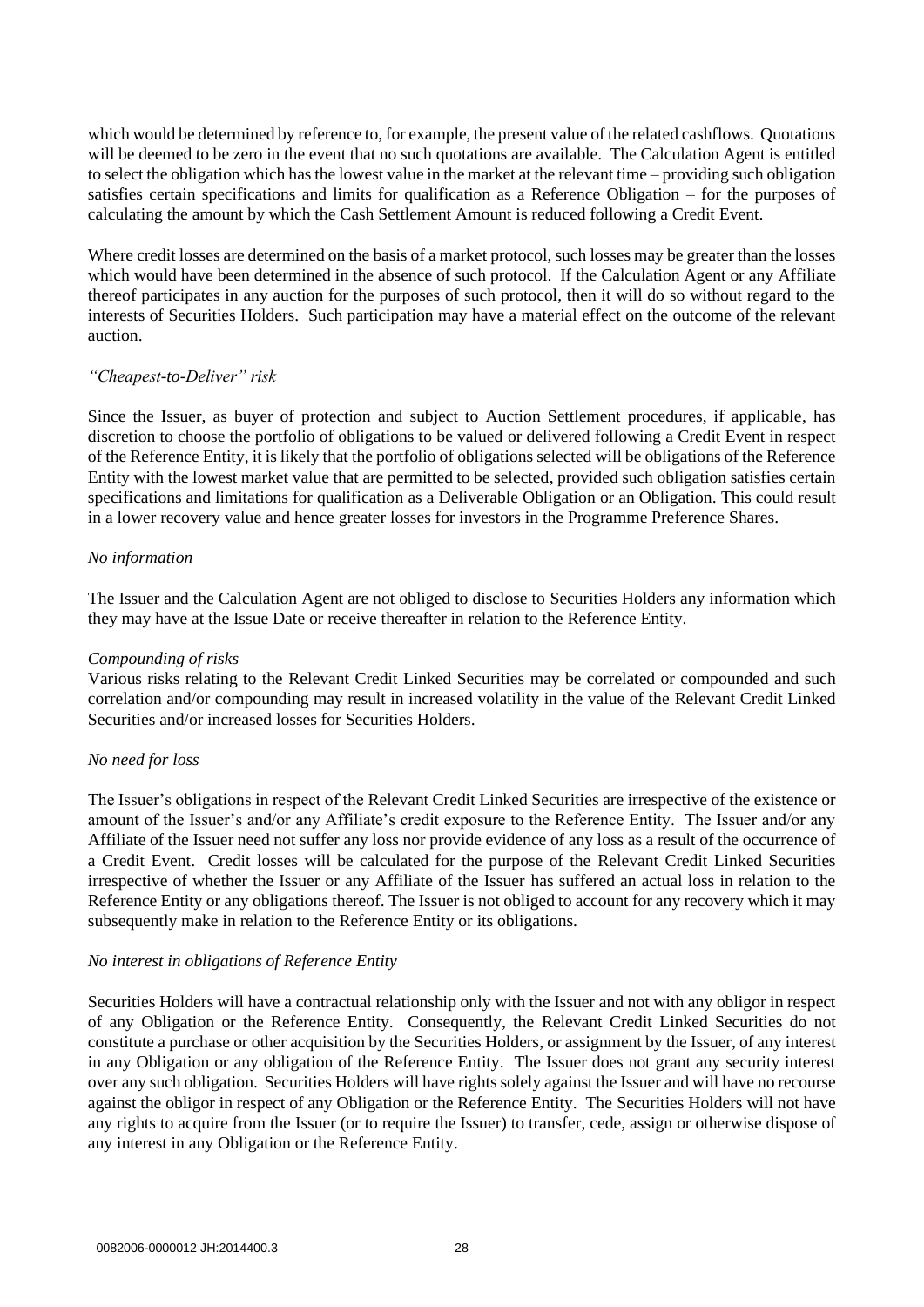which would be determined by reference to, for example, the present value of the related cashflows. Quotations will be deemed to be zero in the event that no such quotations are available. The Calculation Agent is entitled to select the obligation which has the lowest value in the market at the relevant time – providing such obligation satisfies certain specifications and limits for qualification as a Reference Obligation – for the purposes of calculating the amount by which the Cash Settlement Amount is reduced following a Credit Event.

Where credit losses are determined on the basis of a market protocol, such losses may be greater than the losses which would have been determined in the absence of such protocol. If the Calculation Agent or any Affiliate thereof participates in any auction for the purposes of such protocol, then it will do so without regard to the interests of Securities Holders. Such participation may have a material effect on the outcome of the relevant auction.

*"Cheapest-to-Deliver" risk*

Since the Issuer, as buyer of protection and subject to Auction Settlement procedures, if applicable, has discretion to choose the portfolio of obligations to be valued or delivered following a Credit Event in respect of the Reference Entity, it is likely that the portfolio of obligations selected will be obligations of the Reference Entity with the lowest market value that are permitted to be selected, provided such obligation satisfies certain specifications and limitations for qualification as a Deliverable Obligation or an Obligation. This could result in a lower recovery value and hence greater losses for investors in the Programme Preference Shares.

*No information*

The Issuer and the Calculation Agent are not obliged to disclose to Securities Holders any information which they may have at the Issue Date or receive thereafter in relation to the Reference Entity.

*Compounding of risks*

Various risks relating to the Relevant Credit Linked Securities may be correlated or compounded and such correlation and/or compounding may result in increased volatility in the value of the Relevant Credit Linked Securities and/or increased losses for Securities Holders.

*No need for loss*

The Issuer's obligations in respect of the Relevant Credit Linked Securities are irrespective of the existence or amount of the Issuer's and/or any Affiliate's credit exposure to the Reference Entity. The Issuer and/or any Affiliate of the Issuer need not suffer any loss nor provide evidence of any loss as a result of the occurrence of a Credit Event. Credit losses will be calculated for the purpose of the Relevant Credit Linked Securities irrespective of whether the Issuer or any Affiliate of the Issuer has suffered an actual loss in relation to the Reference Entity or any obligations thereof. The Issuer is not obliged to account for any recovery which it may subsequently make in relation to the Reference Entity or its obligations.

*No interest in obligations of Reference Entity*

Securities Holders will have a contractual relationship only with the Issuer and not with any obligor in respect of any Obligation or the Reference Entity. Consequently, the Relevant Credit Linked Securities do not constitute a purchase or other acquisition by the Securities Holders, or assignment by the Issuer, of any interest in any Obligation or any obligation of the Reference Entity. The Issuer does not grant any security interest over any such obligation. Securities Holders will have rights solely against the Issuer and will have no recourse against the obligor in respect of any Obligation or the Reference Entity. The Securities Holders will not have any rights to acquire from the Issuer (or to require the Issuer) to transfer, cede, assign or otherwise dispose of any interest in any Obligation or the Reference Entity.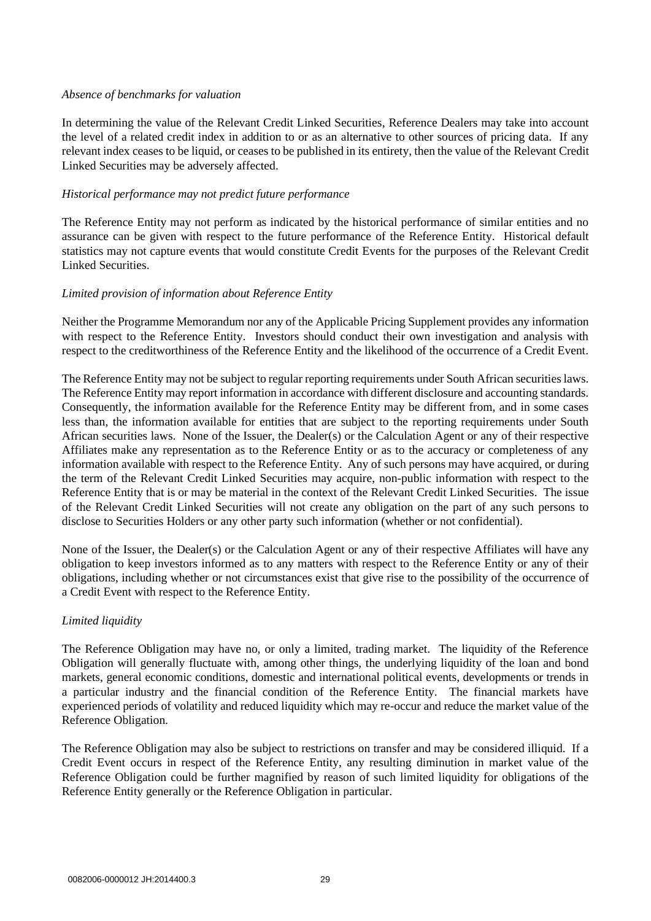*Absence of benchmarks for valuation*

In determining the value of the Relevant Credit Linked Securities, Reference Dealers may take into account the level of a related credit index in addition to or as an alternative to other sources of pricing data. If any relevant index ceases to be liquid, or ceases to be published in its entirety, then the value of the Relevant Credit Linked Securities may be adversely affected.

*Historical performance may not predict future performance*

The Reference Entity may not perform as indicated by the historical performance of similar entities and no assurance can be given with respect to the future performance of the Reference Entity. Historical default statistics may not capture events that would constitute Credit Events for the purposes of the Relevant Credit Linked Securities.

*Limited provision of information about Reference Entity*

Neither the Programme Memorandum nor any of the Applicable Pricing Supplement provides any information with respect to the Reference Entity. Investors should conduct their own investigation and analysis with respect to the creditworthiness of the Reference Entity and the likelihood of the occurrence of a Credit Event.

The Reference Entity may not be subject to regular reporting requirements under South African securities laws. The Reference Entity may report information in accordance with different disclosure and accounting standards. Consequently, the information available for the Reference Entity may be different from, and in some cases less than, the information available for entities that are subject to the reporting requirements under South African securities laws. None of the Issuer, the Dealer(s) or the Calculation Agent or any of their respective Affiliates make any representation as to the Reference Entity or as to the accuracy or completeness of any information available with respect to the Reference Entity. Any of such persons may have acquired, or during the term of the Relevant Credit Linked Securities may acquire, non-public information with respect to the Reference Entity that is or may be material in the context of the Relevant Credit Linked Securities. The issue of the Relevant Credit Linked Securities will not create any obligation on the part of any such persons to disclose to Securities Holders or any other party such information (whether or not confidential).

None of the Issuer, the Dealer(s) or the Calculation Agent or any of their respective Affiliates will have any obligation to keep investors informed as to any matters with respect to the Reference Entity or any of their obligations, including whether or not circumstances exist that give rise to the possibility of the occurrence of a Credit Event with respect to the Reference Entity.

*Limited liquidity*

The Reference Obligation may have no, or only a limited, trading market. The liquidity of the Reference Obligation will generally fluctuate with, among other things, the underlying liquidity of the loan and bond markets, general economic conditions, domestic and international political events, developments or trends in a particular industry and the financial condition of the Reference Entity. The financial markets have experienced periods of volatility and reduced liquidity which may re-occur and reduce the market value of the Reference Obligation.

The Reference Obligation may also be subject to restrictions on transfer and may be considered illiquid. If a Credit Event occurs in respect of the Reference Entity, any resulting diminution in market value of the Reference Obligation could be further magnified by reason of such limited liquidity for obligations of the Reference Entity generally or the Reference Obligation in particular.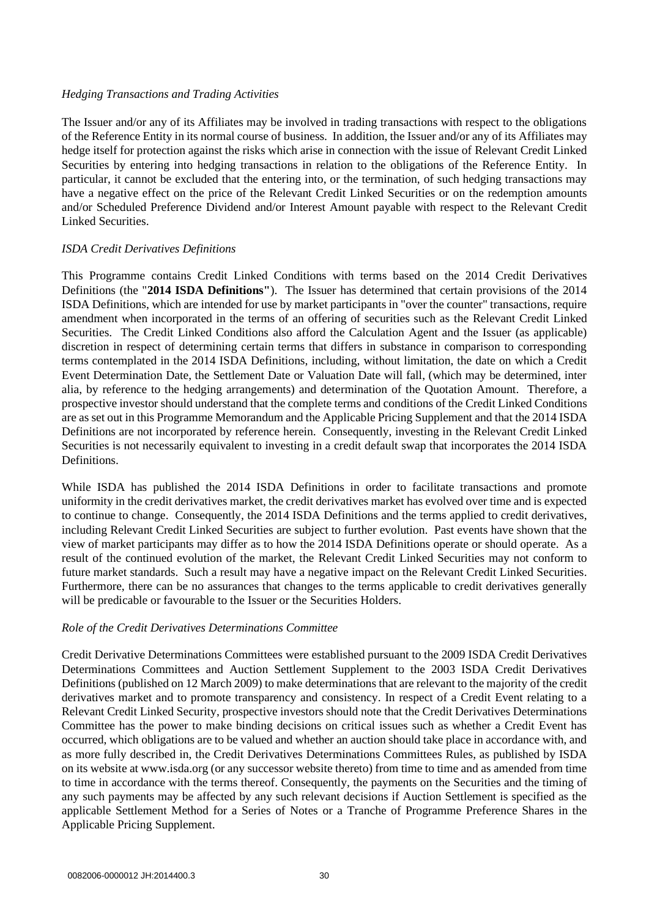*Hedging Transactions and Trading Activities*

The Issuer and/or any of its Affiliates may be involved in trading transactions with respect to the obligations of the Reference Entity in its normal course of business. In addition, the Issuer and/or any of its Affiliates may hedge itself for protection against the risks which arise in connection with the issue of Relevant Credit Linked Securities by entering into hedging transactions in relation to the obligations of the Reference Entity. In particular, it cannot be excluded that the entering into, or the termination, of such hedging transactions may have a negative effect on the price of the Relevant Credit Linked Securities or on the redemption amounts and/or Scheduled Preference Dividend and/or Interest Amount payable with respect to the Relevant Credit Linked Securities.

*ISDA Credit Derivatives Definitions*

This Programme contains Credit Linked Conditions with terms based on the 2014 Credit Derivatives Definitions (the "**2014 ISDA Definitions"**). The Issuer has determined that certain provisions of the 2014 ISDA Definitions, which are intended for use by market participants in "over the counter" transactions, require amendment when incorporated in the terms of an offering of securities such as the Relevant Credit Linked Securities. The Credit Linked Conditions also afford the Calculation Agent and the Issuer (as applicable) discretion in respect of determining certain terms that differs in substance in comparison to corresponding terms contemplated in the 2014 ISDA Definitions, including, without limitation, the date on which a Credit Event Determination Date, the Settlement Date or Valuation Date will fall, (which may be determined, inter alia, by reference to the hedging arrangements) and determination of the Quotation Amount. Therefore, a prospective investor should understand that the complete terms and conditions of the Credit Linked Conditions are as set out in this Programme Memorandum and the Applicable Pricing Supplement and that the 2014 ISDA Definitions are not incorporated by reference herein. Consequently, investing in the Relevant Credit Linked Securities is not necessarily equivalent to investing in a credit default swap that incorporates the 2014 ISDA Definitions.

While ISDA has published the 2014 ISDA Definitions in order to facilitate transactions and promote uniformity in the credit derivatives market, the credit derivatives market has evolved over time and is expected to continue to change. Consequently, the 2014 ISDA Definitions and the terms applied to credit derivatives, including Relevant Credit Linked Securities are subject to further evolution. Past events have shown that the view of market participants may differ as to how the 2014 ISDA Definitions operate or should operate. As a result of the continued evolution of the market, the Relevant Credit Linked Securities may not conform to future market standards. Such a result may have a negative impact on the Relevant Credit Linked Securities. Furthermore, there can be no assurances that changes to the terms applicable to credit derivatives generally will be predicable or favourable to the Issuer or the Securities Holders.

*Role of the Credit Derivatives Determinations Committee*

Credit Derivative Determinations Committees were established pursuant to the 2009 ISDA Credit Derivatives Determinations Committees and Auction Settlement Supplement to the 2003 ISDA Credit Derivatives Definitions (published on 12 March 2009) to make determinations that are relevant to the majority of the credit derivatives market and to promote transparency and consistency. In respect of a Credit Event relating to a Relevant Credit Linked Security, prospective investors should note that the Credit Derivatives Determinations Committee has the power to make binding decisions on critical issues such as whether a Credit Event has occurred, which obligations are to be valued and whether an auction should take place in accordance with, and as more fully described in, the Credit Derivatives Determinations Committees Rules, as published by ISDA on its website at www.isda.org (or any successor website thereto) from time to time and as amended from time to time in accordance with the terms thereof. Consequently, the payments on the Securities and the timing of any such payments may be affected by any such relevant decisions if Auction Settlement is specified as the applicable Settlement Method for a Series of Notes or a Tranche of Programme Preference Shares in the Applicable Pricing Supplement.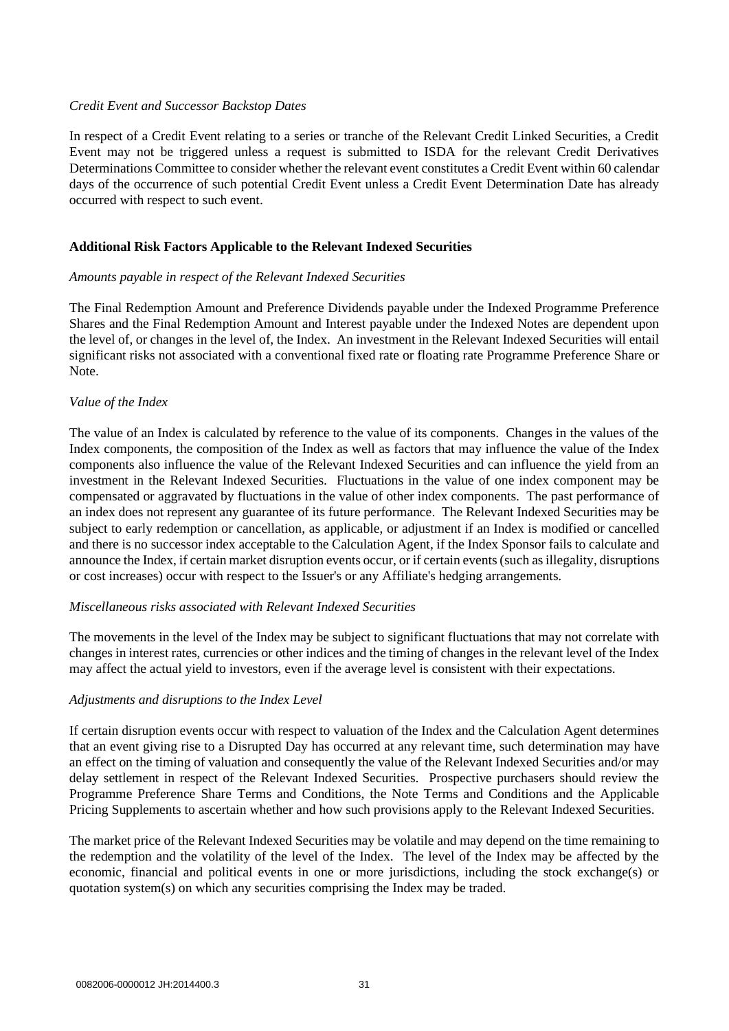*Credit Event and Successor Backstop Dates*

In respect of a Credit Event relating to a series or tranche of the Relevant Credit Linked Securities, a Credit Event may not be triggered unless a request is submitted to ISDA for the relevant Credit Derivatives Determinations Committee to consider whether the relevant event constitutes a Credit Event within 60 calendar days of the occurrence of such potential Credit Event unless a Credit Event Determination Date has already occurred with respect to such event.

**Additional Risk Factors Applicable to the Relevant Indexed Securities**

*Amounts payable in respect of the Relevant Indexed Securities*

The Final Redemption Amount and Preference Dividends payable under the Indexed Programme Preference Shares and the Final Redemption Amount and Interest payable under the Indexed Notes are dependent upon the level of, or changes in the level of, the Index. An investment in the Relevant Indexed Securities will entail significant risks not associated with a conventional fixed rate or floating rate Programme Preference Share or Note.

*Value of the Index*

The value of an Index is calculated by reference to the value of its components. Changes in the values of the Index components, the composition of the Index as well as factors that may influence the value of the Index components also influence the value of the Relevant Indexed Securities and can influence the yield from an investment in the Relevant Indexed Securities. Fluctuations in the value of one index component may be compensated or aggravated by fluctuations in the value of other index components. The past performance of an index does not represent any guarantee of its future performance. The Relevant Indexed Securities may be subject to early redemption or cancellation, as applicable, or adjustment if an Index is modified or cancelled and there is no successor index acceptable to the Calculation Agent, if the Index Sponsor fails to calculate and announce the Index, if certain market disruption events occur, or if certain events (such as illegality, disruptions or cost increases) occur with respect to the Issuer's or any Affiliate's hedging arrangements.

*Miscellaneous risks associated with Relevant Indexed Securities*

The movements in the level of the Index may be subject to significant fluctuations that may not correlate with changes in interest rates, currencies or other indices and the timing of changes in the relevant level of the Index may affect the actual yield to investors, even if the average level is consistent with their expectations.

*Adjustments and disruptions to the Index Level*

If certain disruption events occur with respect to valuation of the Index and the Calculation Agent determines that an event giving rise to a Disrupted Day has occurred at any relevant time, such determination may have an effect on the timing of valuation and consequently the value of the Relevant Indexed Securities and/or may delay settlement in respect of the Relevant Indexed Securities. Prospective purchasers should review the Programme Preference Share Terms and Conditions, the Note Terms and Conditions and the Applicable Pricing Supplements to ascertain whether and how such provisions apply to the Relevant Indexed Securities.

The market price of the Relevant Indexed Securities may be volatile and may depend on the time remaining to the redemption and the volatility of the level of the Index. The level of the Index may be affected by the economic, financial and political events in one or more jurisdictions, including the stock exchange(s) or quotation system(s) on which any securities comprising the Index may be traded.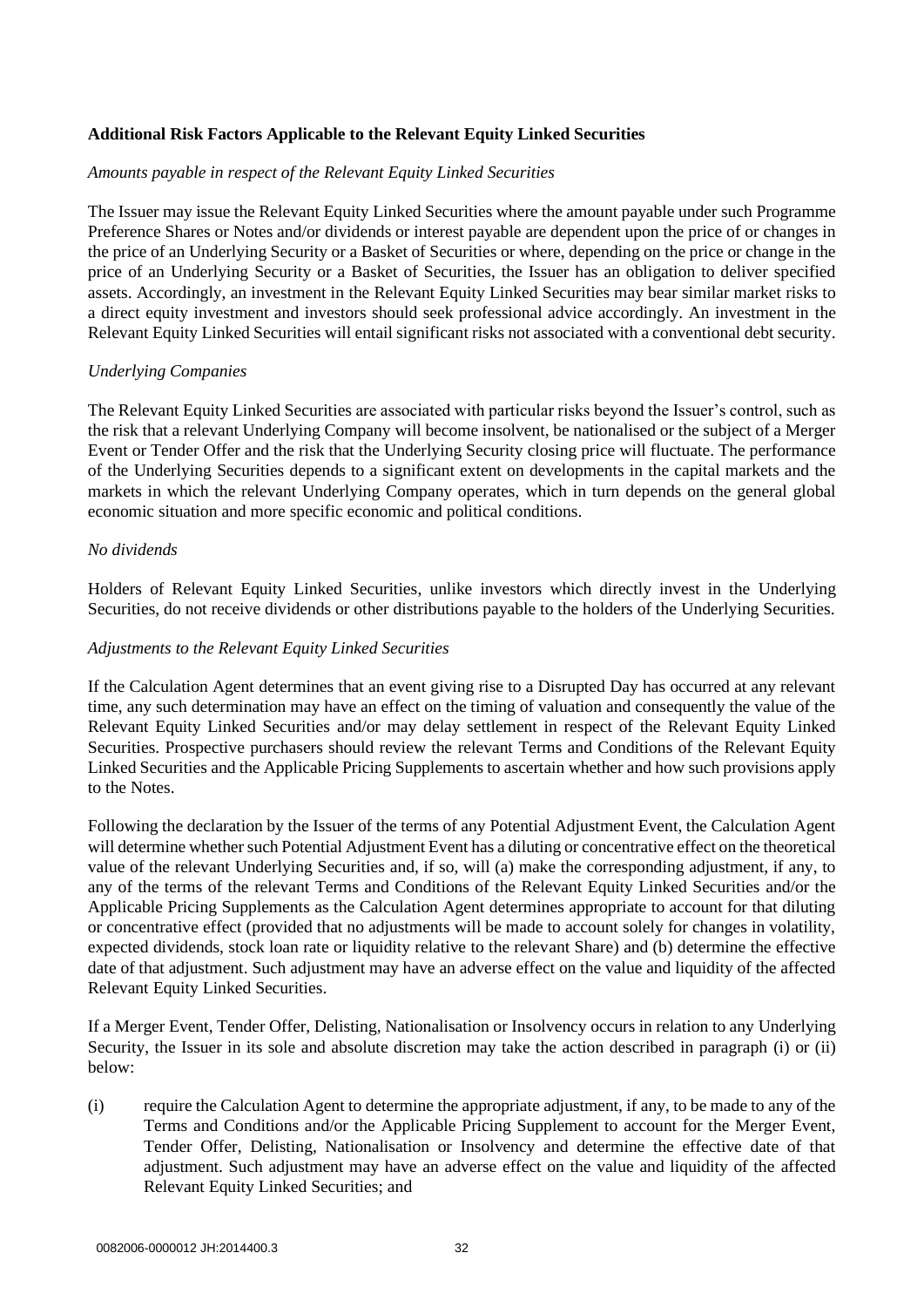**Additional Risk Factors Applicable to the Relevant Equity Linked Securities**

*Amounts payable in respect of the Relevant Equity Linked Securities*

The Issuer may issue the Relevant Equity Linked Securities where the amount payable under such Programme Preference Shares or Notes and/or dividends or interest payable are dependent upon the price of or changes in the price of an Underlying Security or a Basket of Securities or where, depending on the price or change in the price of an Underlying Security or a Basket of Securities, the Issuer has an obligation to deliver specified assets. Accordingly, an investment in the Relevant Equity Linked Securities may bear similar market risks to a direct equity investment and investors should seek professional advice accordingly. An investment in the Relevant Equity Linked Securities will entail significant risks not associated with a conventional debt security.

*Underlying Companies*

The Relevant Equity Linked Securities are associated with particular risks beyond the Issuer's control, such as the risk that a relevant Underlying Company will become insolvent, be nationalised or the subject of a Merger Event or Tender Offer and the risk that the Underlying Security closing price will fluctuate. The performance of the Underlying Securities depends to a significant extent on developments in the capital markets and the markets in which the relevant Underlying Company operates, which in turn depends on the general global economic situation and more specific economic and political conditions.

*No dividends*

Holders of Relevant Equity Linked Securities, unlike investors which directly invest in the Underlying Securities, do not receive dividends or other distributions payable to the holders of the Underlying Securities.

*Adjustments to the Relevant Equity Linked Securities*

If the Calculation Agent determines that an event giving rise to a Disrupted Day has occurred at any relevant time, any such determination may have an effect on the timing of valuation and consequently the value of the Relevant Equity Linked Securities and/or may delay settlement in respect of the Relevant Equity Linked Securities. Prospective purchasers should review the relevant Terms and Conditions of the Relevant Equity Linked Securities and the Applicable Pricing Supplements to ascertain whether and how such provisions apply to the Notes.

Following the declaration by the Issuer of the terms of any Potential Adjustment Event, the Calculation Agent will determine whether such Potential Adjustment Event has a diluting or concentrative effect on the theoretical value of the relevant Underlying Securities and, if so, will (a) make the corresponding adjustment, if any, to any of the terms of the relevant Terms and Conditions of the Relevant Equity Linked Securities and/or the Applicable Pricing Supplements as the Calculation Agent determines appropriate to account for that diluting or concentrative effect (provided that no adjustments will be made to account solely for changes in volatility, expected dividends, stock loan rate or liquidity relative to the relevant Share) and (b) determine the effective date of that adjustment. Such adjustment may have an adverse effect on the value and liquidity of the affected Relevant Equity Linked Securities.

If a Merger Event, Tender Offer, Delisting, Nationalisation or Insolvency occurs in relation to any Underlying Security, the Issuer in its sole and absolute discretion may take the action described in paragraph (i) or (ii) below:

(i) require the Calculation Agent to determine the appropriate adjustment, if any, to be made to any of the Terms and Conditions and/or the Applicable Pricing Supplement to account for the Merger Event, Tender Offer, Delisting, Nationalisation or Insolvency and determine the effective date of that adjustment. Such adjustment may have an adverse effect on the value and liquidity of the affected Relevant Equity Linked Securities; and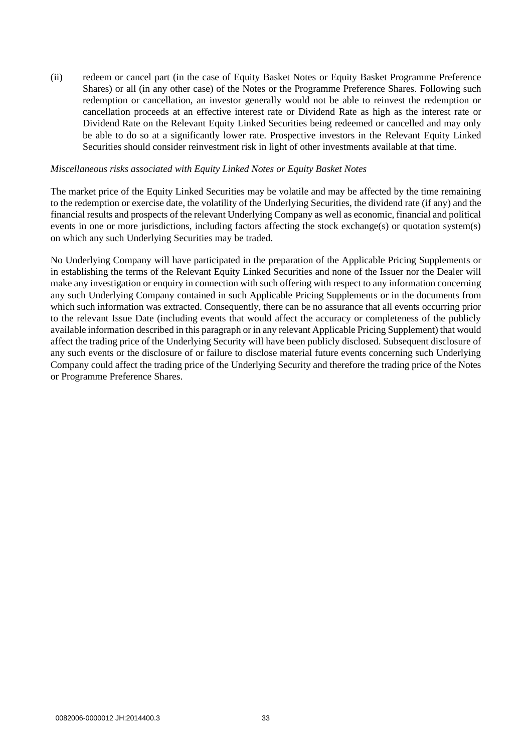(ii) redeem or cancel part (in the case of Equity Basket Notes or Equity Basket Programme Preference Shares) or all (in any other case) of the Notes or the Programme Preference Shares. Following such redemption or cancellation, an investor generally would not be able to reinvest the redemption or cancellation proceeds at an effective interest rate or Dividend Rate as high as the interest rate or Dividend Rate on the Relevant Equity Linked Securities being redeemed or cancelled and may only be able to do so at a significantly lower rate. Prospective investors in the Relevant Equity Linked Securities should consider reinvestment risk in light of other investments available at that time.

*Miscellaneous risks associated with Equity Linked Notes or Equity Basket Notes*

The market price of the Equity Linked Securities may be volatile and may be affected by the time remaining to the redemption or exercise date, the volatility of the Underlying Securities, the dividend rate (if any) and the financial results and prospects of the relevant Underlying Company as well as economic, financial and political events in one or more jurisdictions, including factors affecting the stock exchange(s) or quotation system(s) on which any such Underlying Securities may be traded.

No Underlying Company will have participated in the preparation of the Applicable Pricing Supplements or in establishing the terms of the Relevant Equity Linked Securities and none of the Issuer nor the Dealer will make any investigation or enquiry in connection with such offering with respect to any information concerning any such Underlying Company contained in such Applicable Pricing Supplements or in the documents from which such information was extracted. Consequently, there can be no assurance that all events occurring prior to the relevant Issue Date (including events that would affect the accuracy or completeness of the publicly available information described in this paragraph or in any relevant Applicable Pricing Supplement) that would affect the trading price of the Underlying Security will have been publicly disclosed. Subsequent disclosure of any such events or the disclosure of or failure to disclose material future events concerning such Underlying Company could affect the trading price of the Underlying Security and therefore the trading price of the Notes or Programme Preference Shares.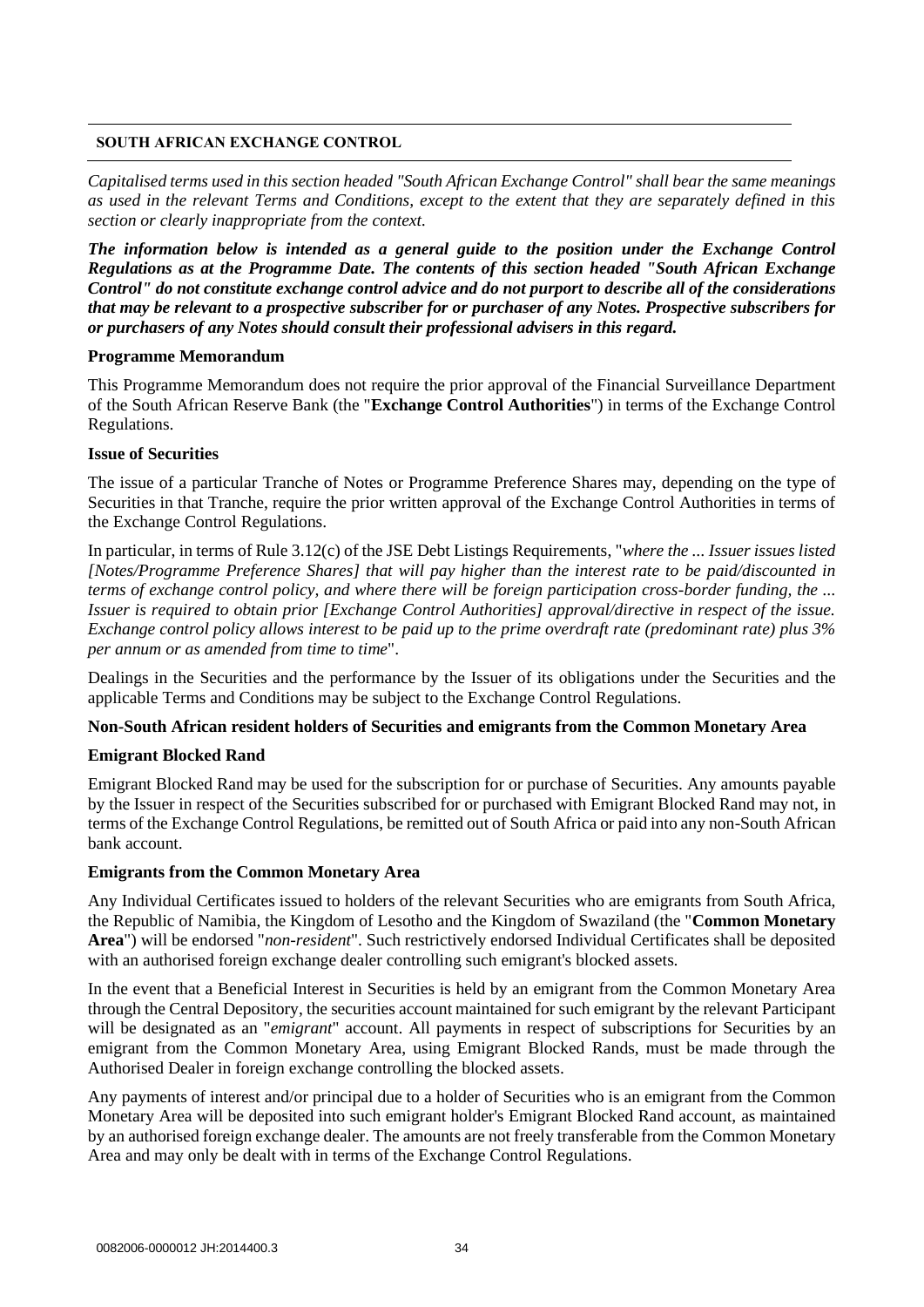## SOUTH AFRICAN EXCHANGE CONTROL

*Capitalised terms used in this section headed "South African Exchange Control" shall bear the same meanings as used in the relevant Terms and Conditions, except to the extent that they are separately defined in this section or clearly inappropriate from the context.*

***The information below is intended as a general guide to the position under the Exchange Control Regulations as at the Programme Date. The contents of this section headed "South African Exchange Control" do not constitute exchange control advice and do not purport to describe all of the considerations that may be relevant to a prospective subscriber for or purchaser of any Notes. Prospective subscribers for or purchasers of any Notes should consult their professional advisers in this regard.***

**Programme Memorandum**

This Programme Memorandum does not require the prior approval of the Financial Surveillance Department of the South African Reserve Bank (the "**Exchange Control Authorities**") in terms of the Exchange Control Regulations.

**Issue of Securities**

The issue of a particular Tranche of Notes or Programme Preference Shares may, depending on the type of Securities in that Tranche, require the prior written approval of the Exchange Control Authorities in terms of the Exchange Control Regulations.

In particular, in terms of Rule 3.12(c) of the JSE Debt Listings Requirements, "*where the ... Issuer issues listed [Notes/Programme Preference Shares] that will pay higher than the interest rate to be paid/discounted in terms of exchange control policy, and where there will be foreign participation cross-border funding, the ... Issuer is required to obtain prior [Exchange Control Authorities] approval/directive in respect of the issue. Exchange control policy allows interest to be paid up to the prime overdraft rate (predominant rate) plus 3% per annum or as amended from time to time*".

Dealings in the Securities and the performance by the Issuer of its obligations under the Securities and the applicable Terms and Conditions may be subject to the Exchange Control Regulations.

**Non-South African resident holders of Securities and emigrants from the Common Monetary Area**

**Emigrant Blocked Rand**

Emigrant Blocked Rand may be used for the subscription for or purchase of Securities. Any amounts payable by the Issuer in respect of the Securities subscribed for or purchased with Emigrant Blocked Rand may not, in terms of the Exchange Control Regulations, be remitted out of South Africa or paid into any non-South African bank account.

**Emigrants from the Common Monetary Area**

Any Individual Certificates issued to holders of the relevant Securities who are emigrants from South Africa, the Republic of Namibia, the Kingdom of Lesotho and the Kingdom of Swaziland (the "**Common Monetary Area**") will be endorsed "*non-resident*". Such restrictively endorsed Individual Certificates shall be deposited with an authorised foreign exchange dealer controlling such emigrant's blocked assets.

In the event that a Beneficial Interest in Securities is held by an emigrant from the Common Monetary Area through the Central Depository, the securities account maintained for such emigrant by the relevant Participant will be designated as an "*emigrant*" account. All payments in respect of subscriptions for Securities by an emigrant from the Common Monetary Area, using Emigrant Blocked Rands, must be made through the Authorised Dealer in foreign exchange controlling the blocked assets.

Any payments of interest and/or principal due to a holder of Securities who is an emigrant from the Common Monetary Area will be deposited into such emigrant holder's Emigrant Blocked Rand account, as maintained by an authorised foreign exchange dealer. The amounts are not freely transferable from the Common Monetary Area and may only be dealt with in terms of the Exchange Control Regulations.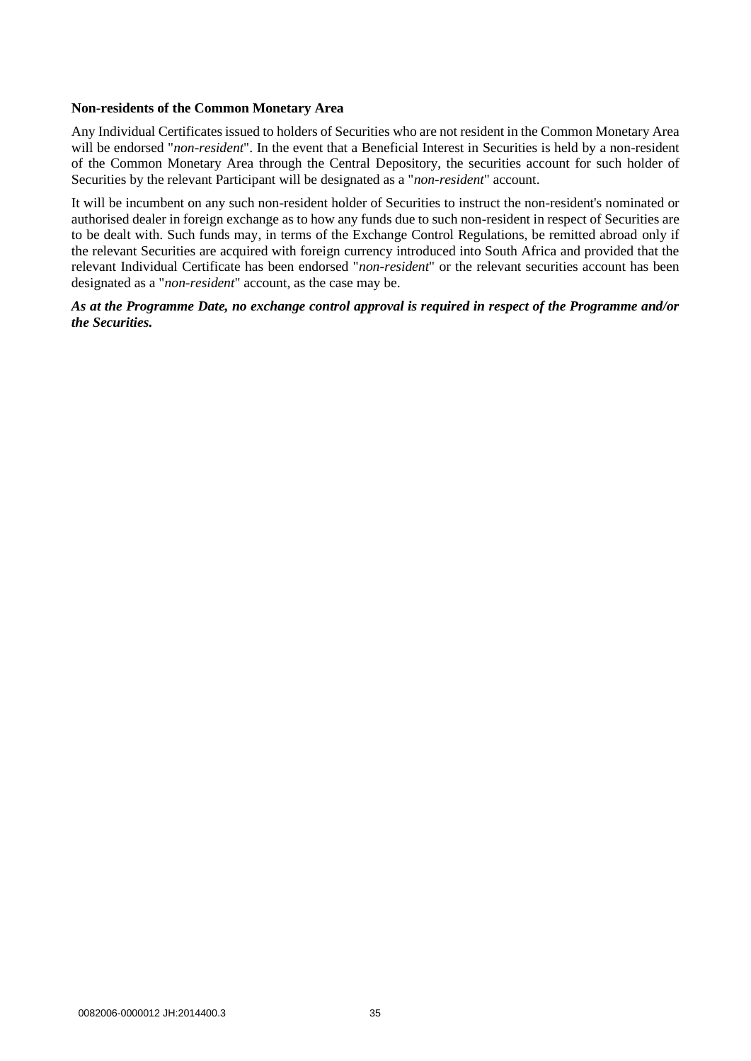**Non-residents of the Common Monetary Area**

Any Individual Certificates issued to holders of Securities who are not resident in the Common Monetary Area will be endorsed "*non-resident*". In the event that a Beneficial Interest in Securities is held by a non-resident of the Common Monetary Area through the Central Depository, the securities account for such holder of Securities by the relevant Participant will be designated as a "*non-resident*" account.

It will be incumbent on any such non-resident holder of Securities to instruct the non-resident's nominated or authorised dealer in foreign exchange as to how any funds due to such non-resident in respect of Securities are to be dealt with. Such funds may, in terms of the Exchange Control Regulations, be remitted abroad only if the relevant Securities are acquired with foreign currency introduced into South Africa and provided that the relevant Individual Certificate has been endorsed "*non-resident*" or the relevant securities account has been designated as a "*non-resident*" account, as the case may be.

***As at the Programme Date, no exchange control approval is required in respect of the Programme and/or the Securities.***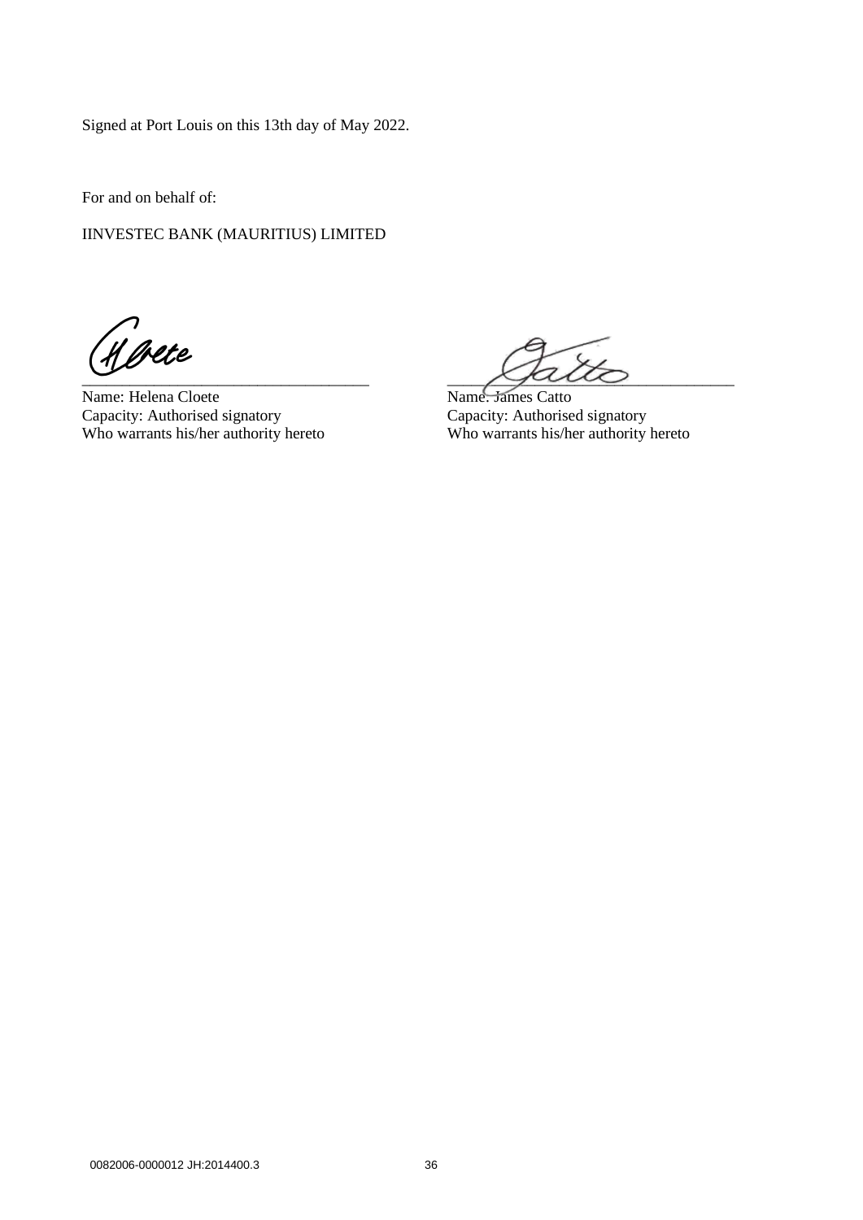Signed at Port Louis on this 13th day of May 2022.

For and on behalf of:

IINVESTEC BANK (MAURITIUS) LIMITED

| | |
|---|---|
| ____________________________________ | ____________________________________ |
| Name: Helena Cloete | Name: James Catto |
| Capacity: Authorised signatory | Capacity: Authorised signatory |
| Who warrants his/her authority hereto | Who warrants his/her authority hereto |

0082006-0000012 JH:2014400.3